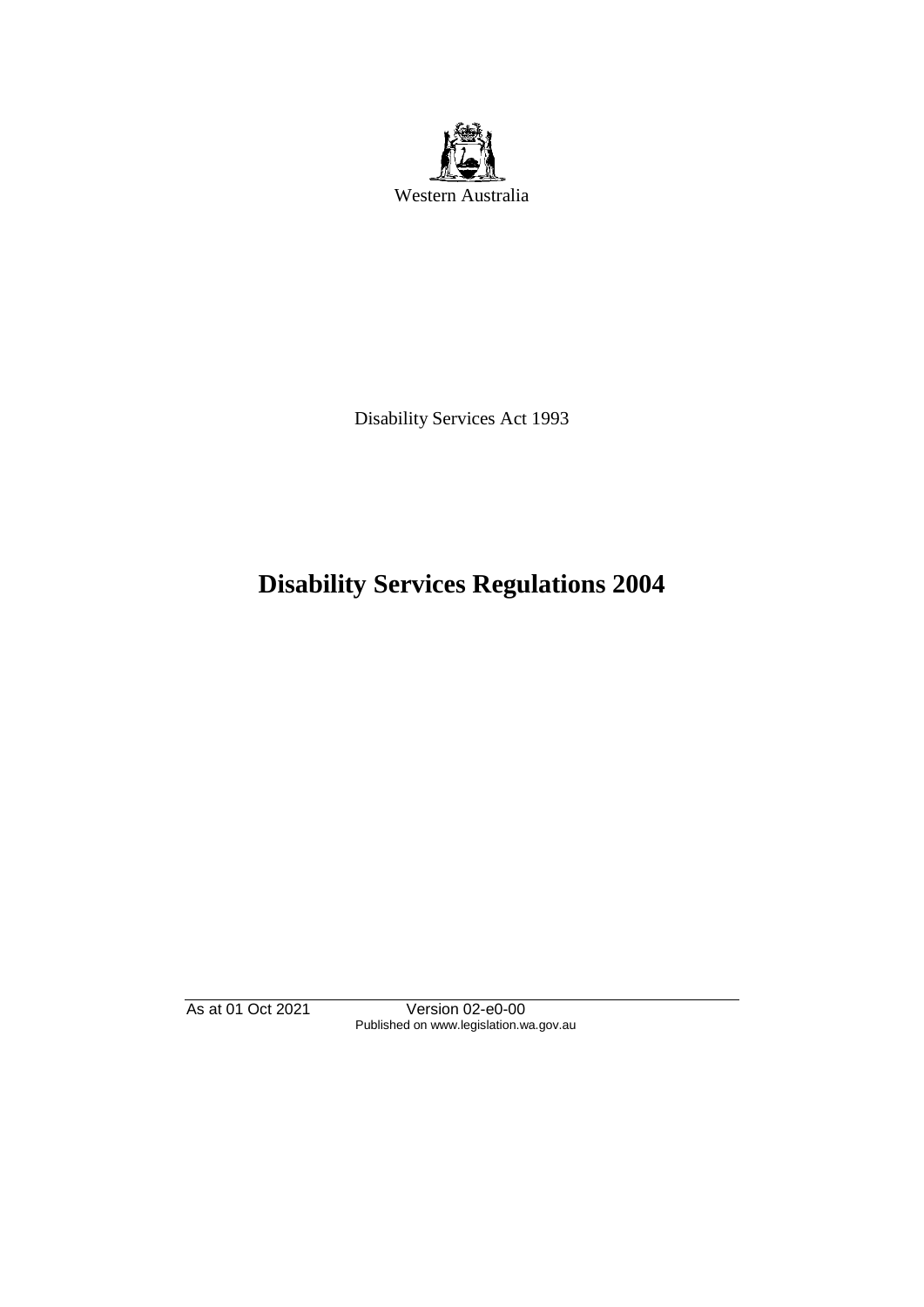Western Australia

Disability Services Act 1993

# Disability Services Regulations 2004

As at 01 Oct 2021 Version 02-e0-00
Published on www.legislation.wa.gov.au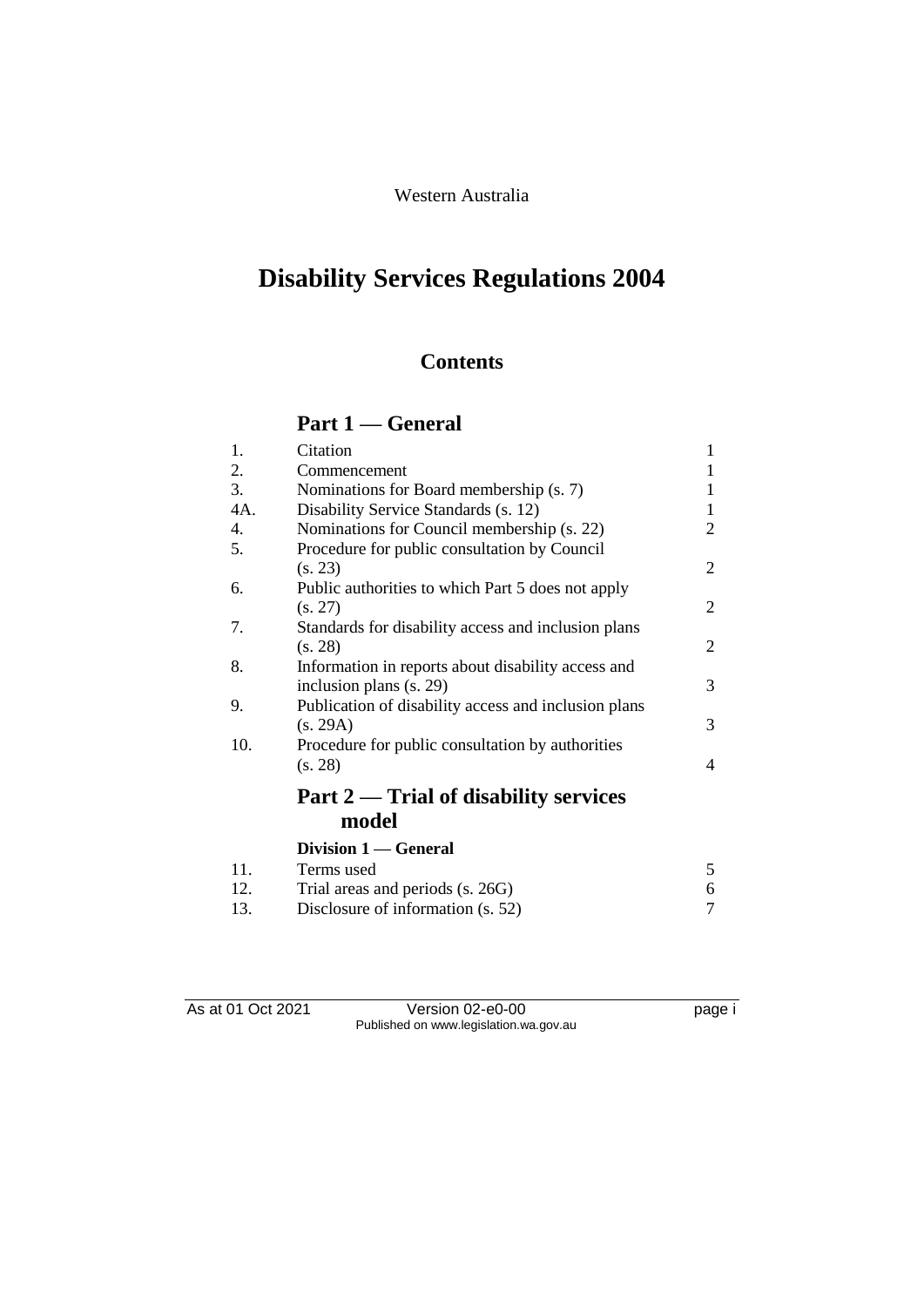Western Australia

# Disability Services Regulations 2004

## Contents

### Part 1 — General

| | | |
|---|---|---|
| 1. | Citation | 1 |
| 2. | Commencement | 1 |
| 3. | Nominations for Board membership (s. 7) | 1 |
| 4A. | Disability Service Standards (s. 12) | 1 |
| 4. | Nominations for Council membership (s. 22) | 2 |
| 5. | Procedure for public consultation by Council (s. 23) | 2 |
| 6. | Public authorities to which Part 5 does not apply (s. 27) | 2 |
| 7. | Standards for disability access and inclusion plans (s. 28) | 2 |
| 8. | Information in reports about disability access and inclusion plans (s. 29) | 3 |
| 9. | Publication of disability access and inclusion plans (s. 29A) | 3 |
| 10. | Procedure for public consultation by authorities (s. 28) | 4 |

### Part 2 — Trial of disability services model

#### Division 1 — General

| | | |
|---|---|---|
| 11. | Terms used | 5 |
| 12. | Trial areas and periods (s. 26G) | 6 |
| 13. | Disclosure of information (s. 52) | 7 |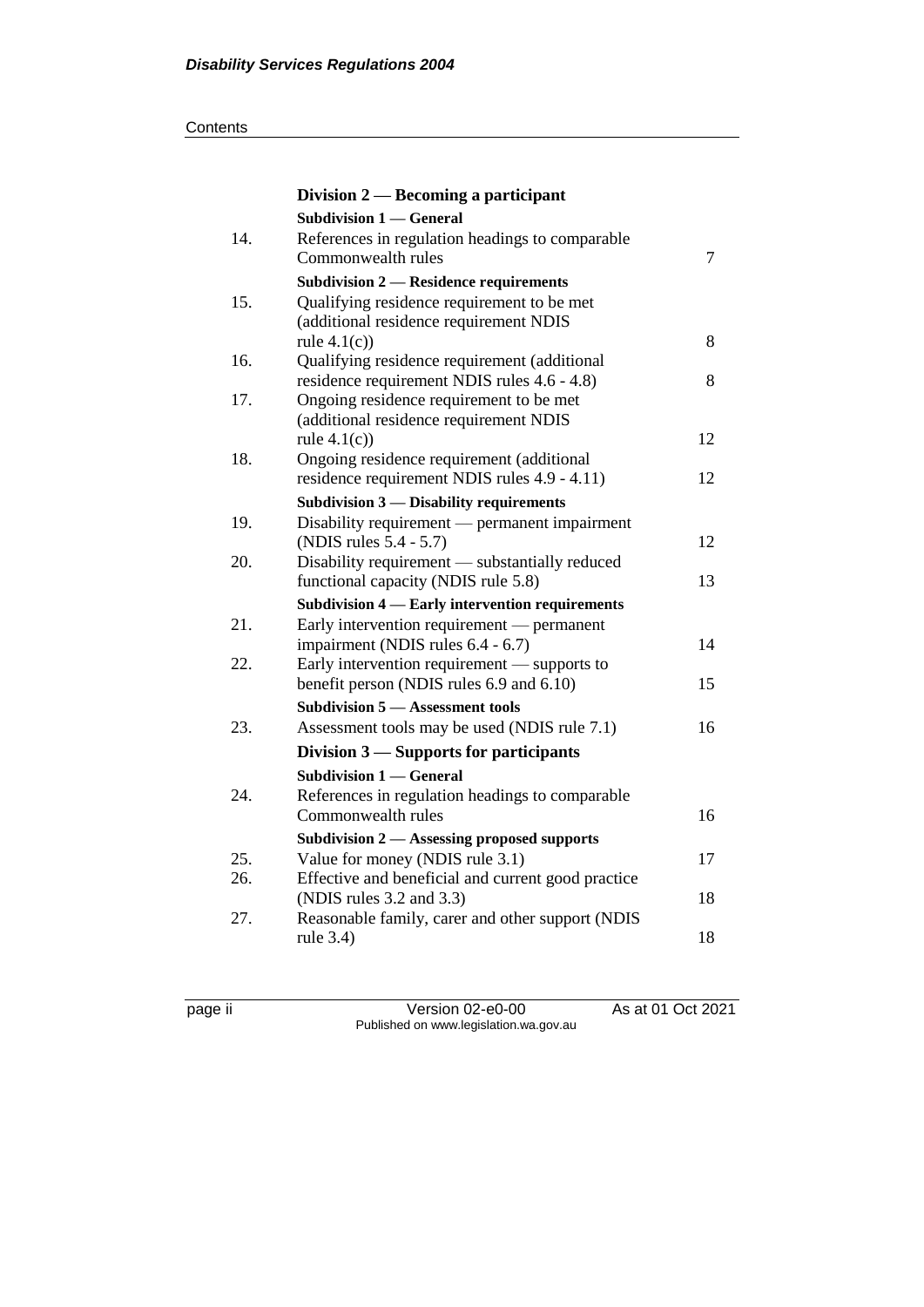| | **Division 2 — Becoming a participant** | |
|---|---|---|
| | **Subdivision 1 — General** | |
| 14. | References in regulation headings to comparable Commonwealth rules | 7 |
| | **Subdivision 2 — Residence requirements** | |
| 15. | Qualifying residence requirement to be met (additional residence requirement NDIS rule 4.1(c)) | 8 |
| 16. | Qualifying residence requirement (additional residence requirement NDIS rules 4.6 - 4.8) | 8 |
| 17. | Ongoing residence requirement to be met (additional residence requirement NDIS rule 4.1(c)) | 12 |
| 18. | Ongoing residence requirement (additional residence requirement NDIS rules 4.9 - 4.11) | 12 |
| | **Subdivision 3 — Disability requirements** | |
| 19. | Disability requirement — permanent impairment (NDIS rules 5.4 - 5.7) | 12 |
| 20. | Disability requirement — substantially reduced functional capacity (NDIS rule 5.8) | 13 |
| | **Subdivision 4 — Early intervention requirements** | |
| 21. | Early intervention requirement — permanent impairment (NDIS rules 6.4 - 6.7) | 14 |
| 22. | Early intervention requirement — supports to benefit person (NDIS rules 6.9 and 6.10) | 15 |
| | **Subdivision 5 — Assessment tools** | |
| 23. | Assessment tools may be used (NDIS rule 7.1) | 16 |
| | **Division 3 — Supports for participants** | |
| | **Subdivision 1 — General** | |
| 24. | References in regulation headings to comparable Commonwealth rules | 16 |
| | **Subdivision 2 — Assessing proposed supports** | |
| 25. | Value for money (NDIS rule 3.1) | 17 |
| 26. | Effective and beneficial and current good practice (NDIS rules 3.2 and 3.3) | 18 |
| 27. | Reasonable family, carer and other support (NDIS rule 3.4) | 18 |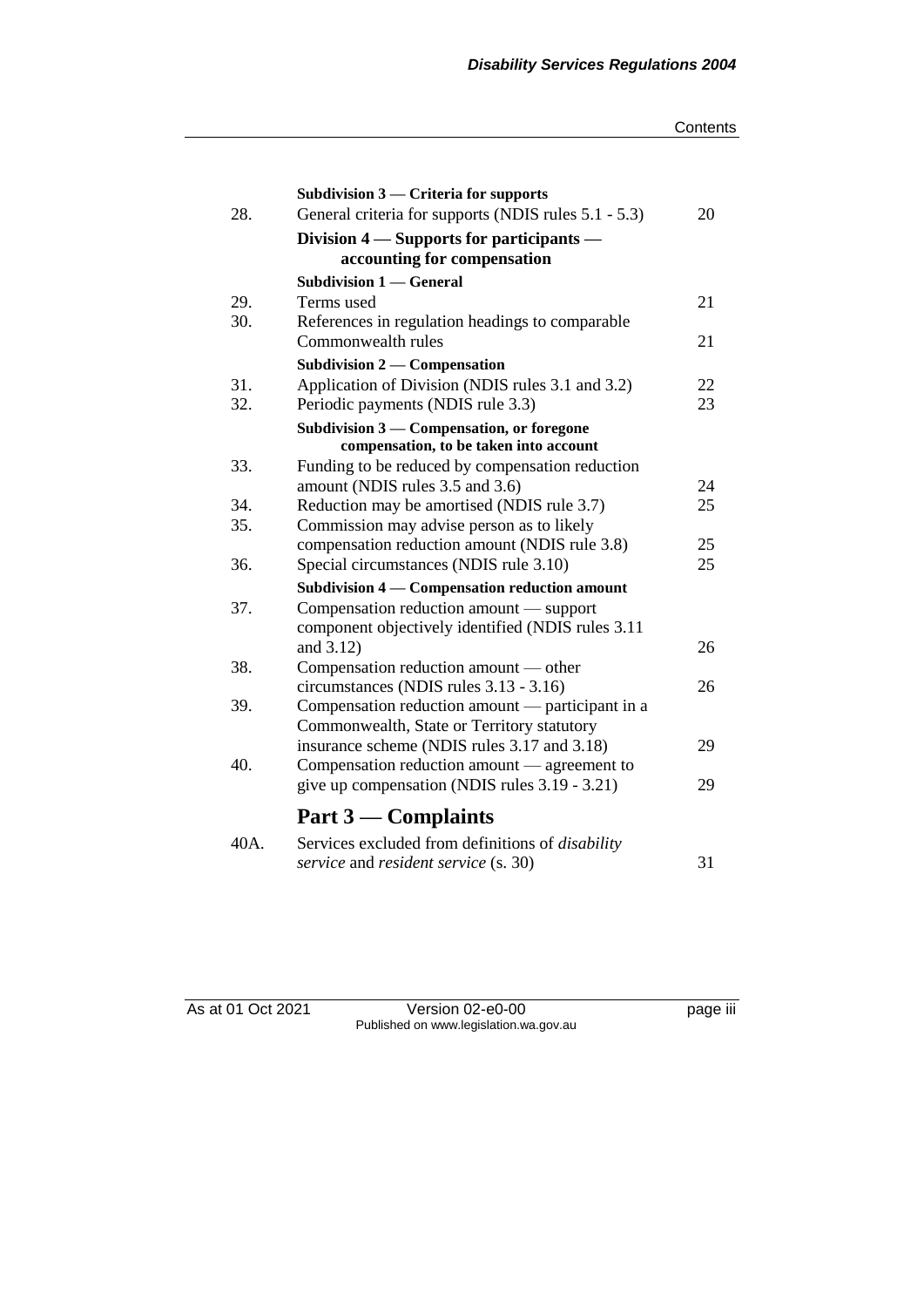**Subdivision 3 — Criteria for supports**

| | | |
|---|---|---|
| 28. | General criteria for supports (NDIS rules 5.1 - 5.3) | 20 |

**Division 4 — Supports for participants — accounting for compensation**

**Subdivision 1 — General**

| | | |
|---|---|---|
| 29. | Terms used | 21 |
| 30. | References in regulation headings to comparable Commonwealth rules | 21 |

**Subdivision 2 — Compensation**

| | | |
|---|---|---|
| 31. | Application of Division (NDIS rules 3.1 and 3.2) | 22 |
| 32. | Periodic payments (NDIS rule 3.3) | 23 |

**Subdivision 3 — Compensation, or foregone compensation, to be taken into account**

| | | |
|---|---|---|
| 33. | Funding to be reduced by compensation reduction amount (NDIS rules 3.5 and 3.6) | 24 |
| 34. | Reduction may be amortised (NDIS rule 3.7) | 25 |
| 35. | Commission may advise person as to likely compensation reduction amount (NDIS rule 3.8) | 25 |
| 36. | Special circumstances (NDIS rule 3.10) | 25 |

**Subdivision 4 — Compensation reduction amount**

| | | |
|---|---|---|
| 37. | Compensation reduction amount — support component objectively identified (NDIS rules 3.11 and 3.12) | 26 |
| 38. | Compensation reduction amount — other circumstances (NDIS rules 3.13 - 3.16) | 26 |
| 39. | Compensation reduction amount — participant in a Commonwealth, State or Territory statutory insurance scheme (NDIS rules 3.17 and 3.18) | 29 |
| 40. | Compensation reduction amount — agreement to give up compensation (NDIS rules 3.19 - 3.21) | 29 |

## Part 3 — Complaints

| | | |
|---|---|---|
| 40A. | Services excluded from definitions of *disability service* and *resident service* (s. 30) | 31 |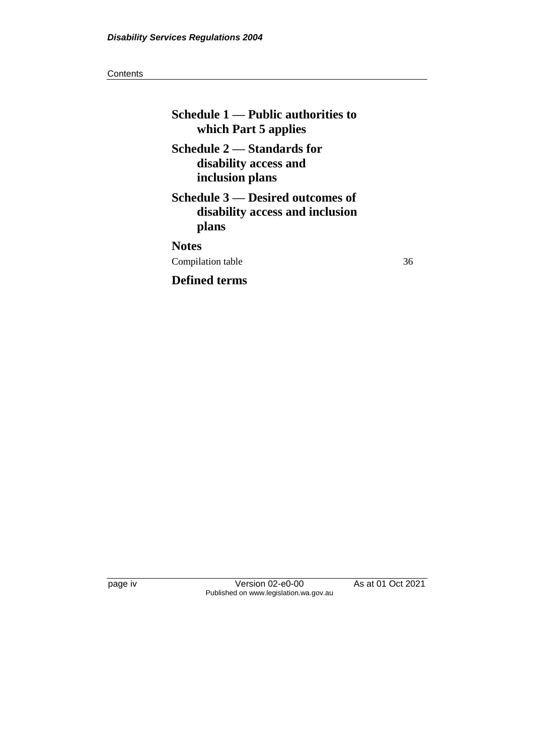**Schedule 1 — Public authorities to which Part 5 applies**

**Schedule 2 — Standards for disability access and inclusion plans**

**Schedule 3 — Desired outcomes of disability access and inclusion plans**

**Notes**

Compilation table 36

**Defined terms**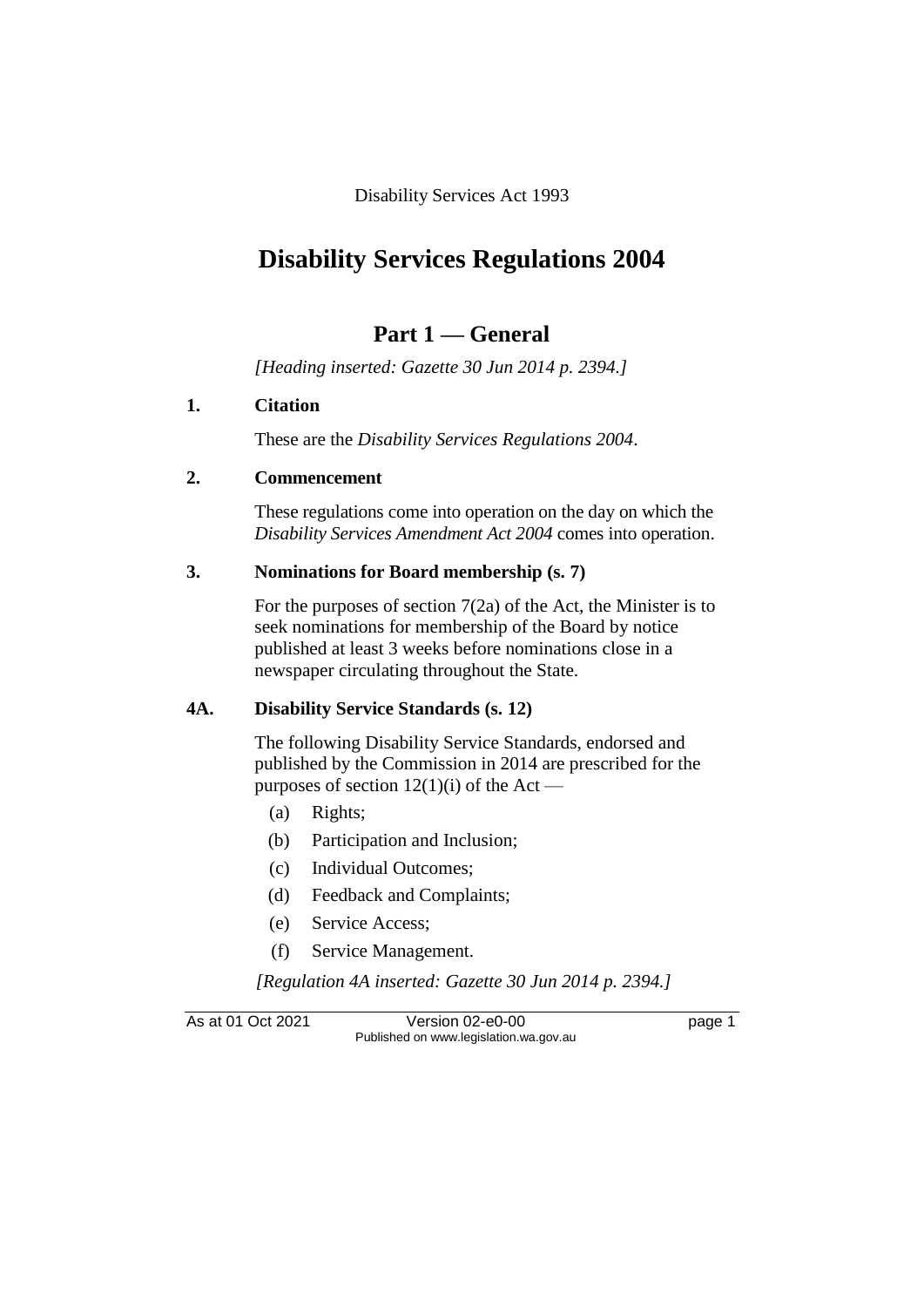Disability Services Act 1993

# Disability Services Regulations 2004

## Part 1 — General

*[Heading inserted: Gazette 30 Jun 2014 p. 2394.]*

### 1. Citation

These are the *Disability Services Regulations 2004*.

### 2. Commencement

These regulations come into operation on the day on which the *Disability Services Amendment Act 2004* comes into operation.

### 3. Nominations for Board membership (s. 7)

For the purposes of section 7(2a) of the Act, the Minister is to seek nominations for membership of the Board by notice published at least 3 weeks before nominations close in a newspaper circulating throughout the State.

### 4A. Disability Service Standards (s. 12)

The following Disability Service Standards, endorsed and published by the Commission in 2014 are prescribed for the purposes of section 12(1)(i) of the Act —

(a) Rights;

(b) Participation and Inclusion;

(c) Individual Outcomes;

(d) Feedback and Complaints;

(e) Service Access;

(f) Service Management.

*[Regulation 4A inserted: Gazette 30 Jun 2014 p. 2394.]*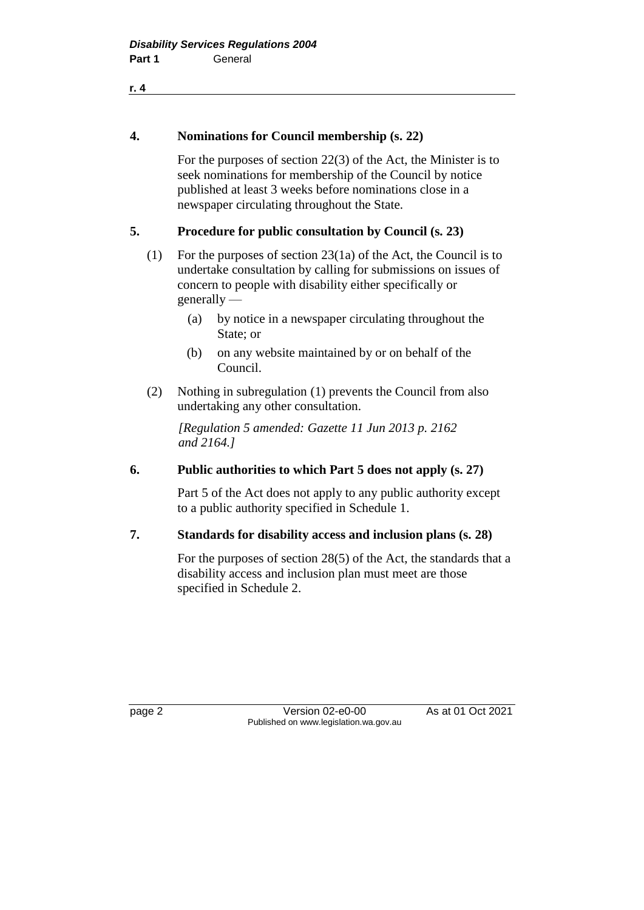**4. Nominations for Council membership (s. 22)**

For the purposes of section 22(3) of the Act, the Minister is to seek nominations for membership of the Council by notice published at least 3 weeks before nominations close in a newspaper circulating throughout the State.

**5. Procedure for public consultation by Council (s. 23)**

(1) For the purposes of section 23(1a) of the Act, the Council is to undertake consultation by calling for submissions on issues of concern to people with disability either specifically or generally —

(a) by notice in a newspaper circulating throughout the State; or

(b) on any website maintained by or on behalf of the Council.

(2) Nothing in subregulation (1) prevents the Council from also undertaking any other consultation.

*[Regulation 5 amended: Gazette 11 Jun 2013 p. 2162 and 2164.]*

**6. Public authorities to which Part 5 does not apply (s. 27)**

Part 5 of the Act does not apply to any public authority except to a public authority specified in Schedule 1.

**7. Standards for disability access and inclusion plans (s. 28)**

For the purposes of section 28(5) of the Act, the standards that a disability access and inclusion plan must meet are those specified in Schedule 2.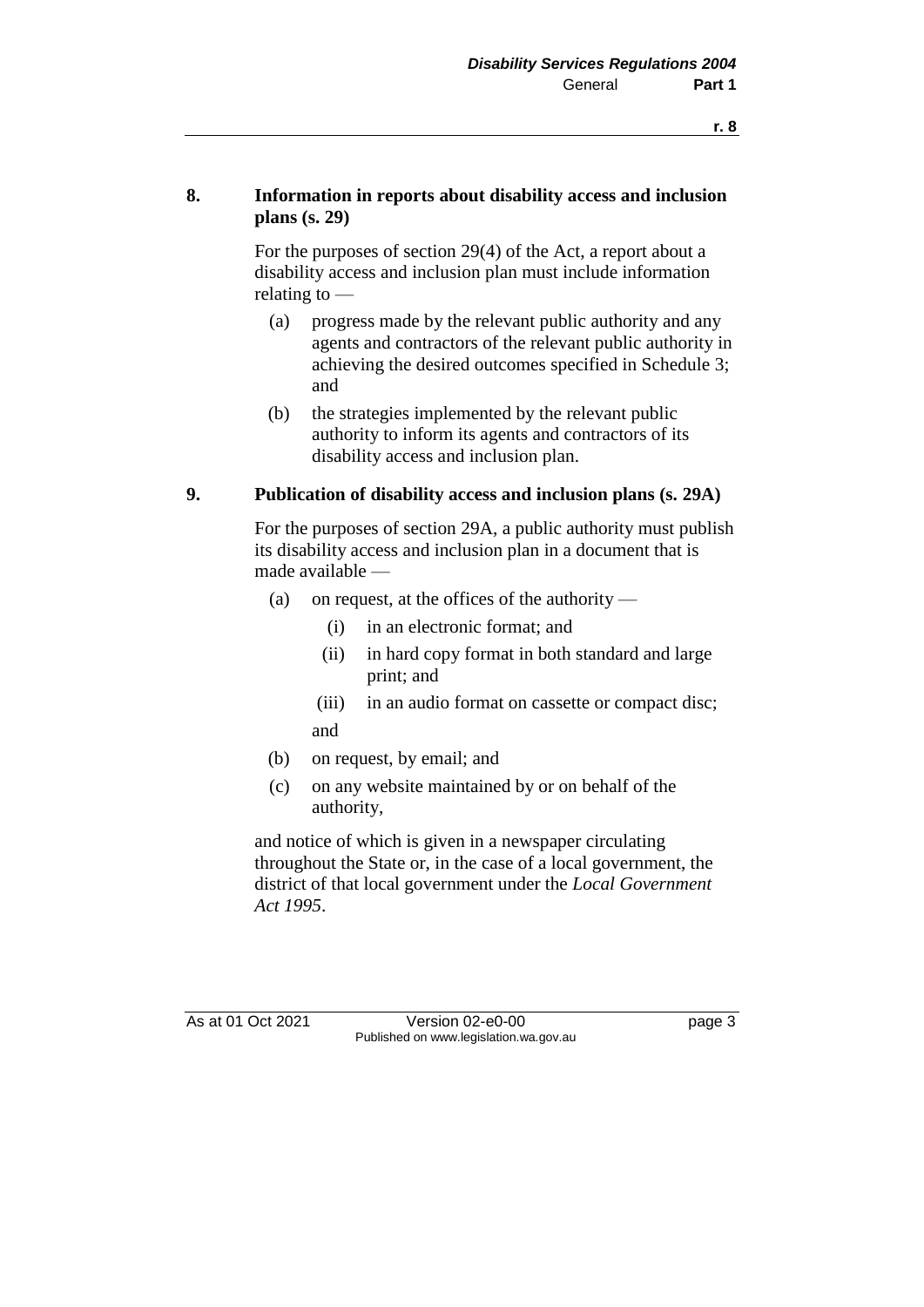### 8. Information in reports about disability access and inclusion plans (s. 29)

For the purposes of section 29(4) of the Act, a report about a disability access and inclusion plan must include information relating to —

(a) progress made by the relevant public authority and any agents and contractors of the relevant public authority in achieving the desired outcomes specified in Schedule 3; and

(b) the strategies implemented by the relevant public authority to inform its agents and contractors of its disability access and inclusion plan.

### 9. Publication of disability access and inclusion plans (s. 29A)

For the purposes of section 29A, a public authority must publish its disability access and inclusion plan in a document that is made available —

(a) on request, at the offices of the authority —

   (i) in an electronic format; and

   (ii) in hard copy format in both standard and large print; and

   (iii) in an audio format on cassette or compact disc;

   and

(b) on request, by email; and

(c) on any website maintained by or on behalf of the authority,

and notice of which is given in a newspaper circulating throughout the State or, in the case of a local government, the district of that local government under the *Local Government Act 1995*.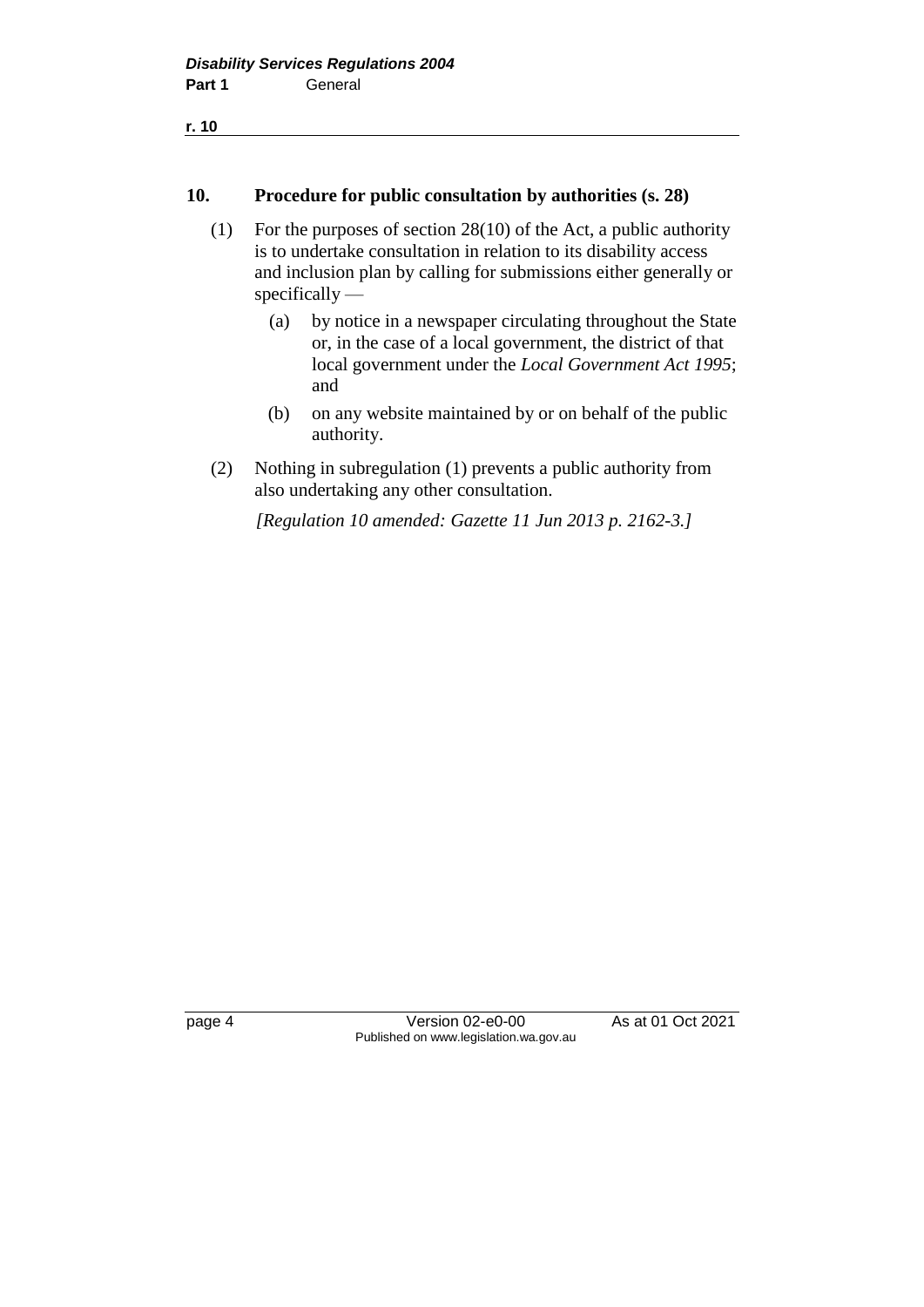## 10. Procedure for public consultation by authorities (s. 28)

(1) For the purposes of section 28(10) of the Act, a public authority is to undertake consultation in relation to its disability access and inclusion plan by calling for submissions either generally or specifically —

(a) by notice in a newspaper circulating throughout the State or, in the case of a local government, the district of that local government under the *Local Government Act 1995*; and

(b) on any website maintained by or on behalf of the public authority.

(2) Nothing in subregulation (1) prevents a public authority from also undertaking any other consultation.

*[Regulation 10 amended: Gazette 11 Jun 2013 p. 2162-3.]*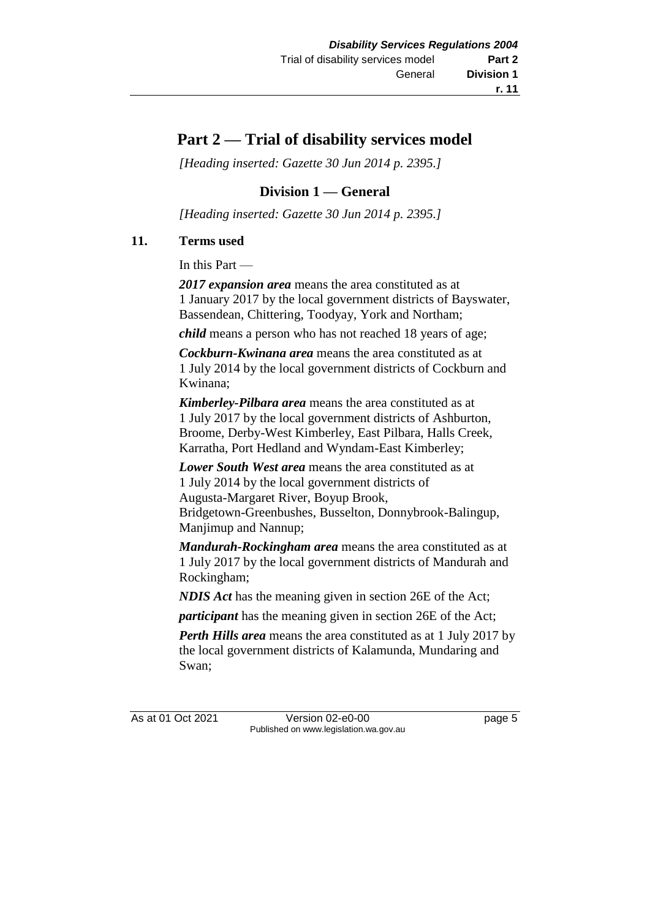# Part 2 — Trial of disability services model

*[Heading inserted: Gazette 30 Jun 2014 p. 2395.]*

## Division 1 — General

*[Heading inserted: Gazette 30 Jun 2014 p. 2395.]*

### 11. Terms used

In this Part —

***2017 expansion area*** means the area constituted as at 1 January 2017 by the local government districts of Bayswater, Bassendean, Chittering, Toodyay, York and Northam;

***child*** means a person who has not reached 18 years of age;

***Cockburn-Kwinana area*** means the area constituted as at 1 July 2014 by the local government districts of Cockburn and Kwinana;

***Kimberley-Pilbara area*** means the area constituted as at 1 July 2017 by the local government districts of Ashburton, Broome, Derby-West Kimberley, East Pilbara, Halls Creek, Karratha, Port Hedland and Wyndam-East Kimberley;

***Lower South West area*** means the area constituted as at 1 July 2014 by the local government districts of Augusta-Margaret River, Boyup Brook, Bridgetown-Greenbushes, Busselton, Donnybrook-Balingup, Manjimup and Nannup;

***Mandurah-Rockingham area*** means the area constituted as at 1 July 2017 by the local government districts of Mandurah and Rockingham;

***NDIS Act*** has the meaning given in section 26E of the Act;

***participant*** has the meaning given in section 26E of the Act;

***Perth Hills area*** means the area constituted as at 1 July 2017 by the local government districts of Kalamunda, Mundaring and Swan;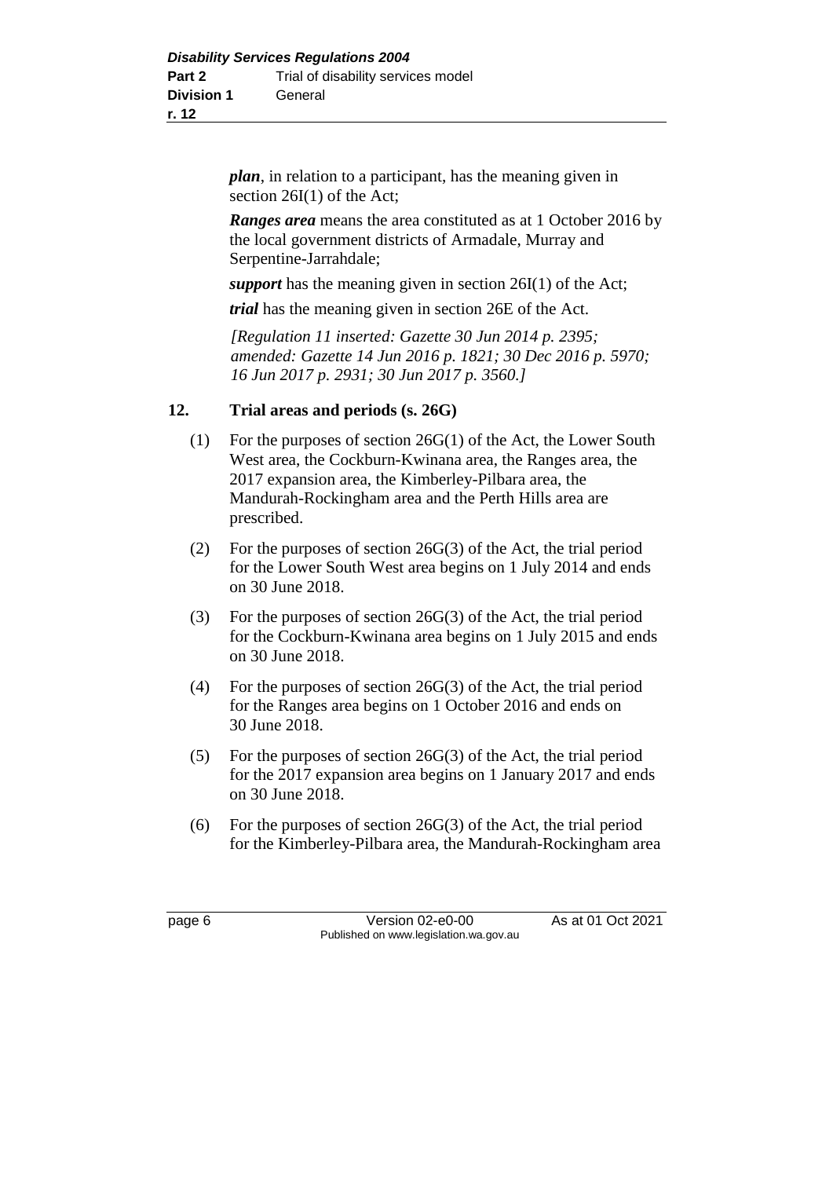***plan***, in relation to a participant, has the meaning given in section 26I(1) of the Act;

***Ranges area*** means the area constituted as at 1 October 2016 by the local government districts of Armadale, Murray and Serpentine-Jarrahdale;

***support*** has the meaning given in section 26I(1) of the Act;

***trial*** has the meaning given in section 26E of the Act.

*[Regulation 11 inserted: Gazette 30 Jun 2014 p. 2395; amended: Gazette 14 Jun 2016 p. 1821; 30 Dec 2016 p. 5970; 16 Jun 2017 p. 2931; 30 Jun 2017 p. 3560.]*

## 12. Trial areas and periods (s. 26G)

(1) For the purposes of section 26G(1) of the Act, the Lower South West area, the Cockburn-Kwinana area, the Ranges area, the 2017 expansion area, the Kimberley-Pilbara area, the Mandurah-Rockingham area and the Perth Hills area are prescribed.

(2) For the purposes of section 26G(3) of the Act, the trial period for the Lower South West area begins on 1 July 2014 and ends on 30 June 2018.

(3) For the purposes of section 26G(3) of the Act, the trial period for the Cockburn-Kwinana area begins on 1 July 2015 and ends on 30 June 2018.

(4) For the purposes of section 26G(3) of the Act, the trial period for the Ranges area begins on 1 October 2016 and ends on 30 June 2018.

(5) For the purposes of section 26G(3) of the Act, the trial period for the 2017 expansion area begins on 1 January 2017 and ends on 30 June 2018.

(6) For the purposes of section 26G(3) of the Act, the trial period for the Kimberley-Pilbara area, the Mandurah-Rockingham area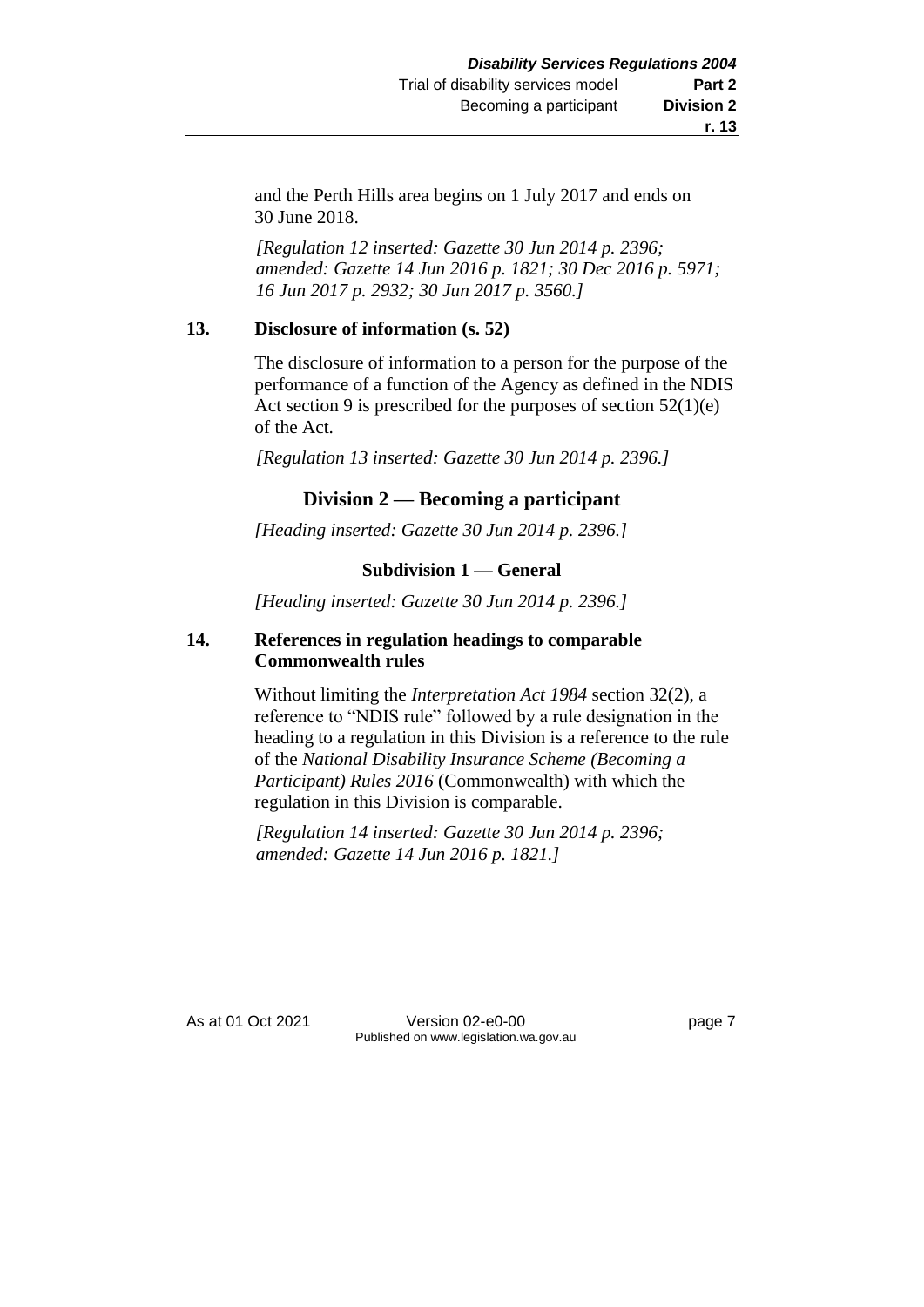and the Perth Hills area begins on 1 July 2017 and ends on 30 June 2018.

*[Regulation 12 inserted: Gazette 30 Jun 2014 p. 2396; amended: Gazette 14 Jun 2016 p. 1821; 30 Dec 2016 p. 5971; 16 Jun 2017 p. 2932; 30 Jun 2017 p. 3560.]*

**13. Disclosure of information (s. 52)**

The disclosure of information to a person for the purpose of the performance of a function of the Agency as defined in the NDIS Act section 9 is prescribed for the purposes of section 52(1)(e) of the Act.

*[Regulation 13 inserted: Gazette 30 Jun 2014 p. 2396.]*

## Division 2 — Becoming a participant

*[Heading inserted: Gazette 30 Jun 2014 p. 2396.]*

### Subdivision 1 — General

*[Heading inserted: Gazette 30 Jun 2014 p. 2396.]*

**14. References in regulation headings to comparable Commonwealth rules**

Without limiting the *Interpretation Act 1984* section 32(2), a reference to "NDIS rule" followed by a rule designation in the heading to a regulation in this Division is a reference to the rule of the *National Disability Insurance Scheme (Becoming a Participant) Rules 2016* (Commonwealth) with which the regulation in this Division is comparable.

*[Regulation 14 inserted: Gazette 30 Jun 2014 p. 2396; amended: Gazette 14 Jun 2016 p. 1821.]*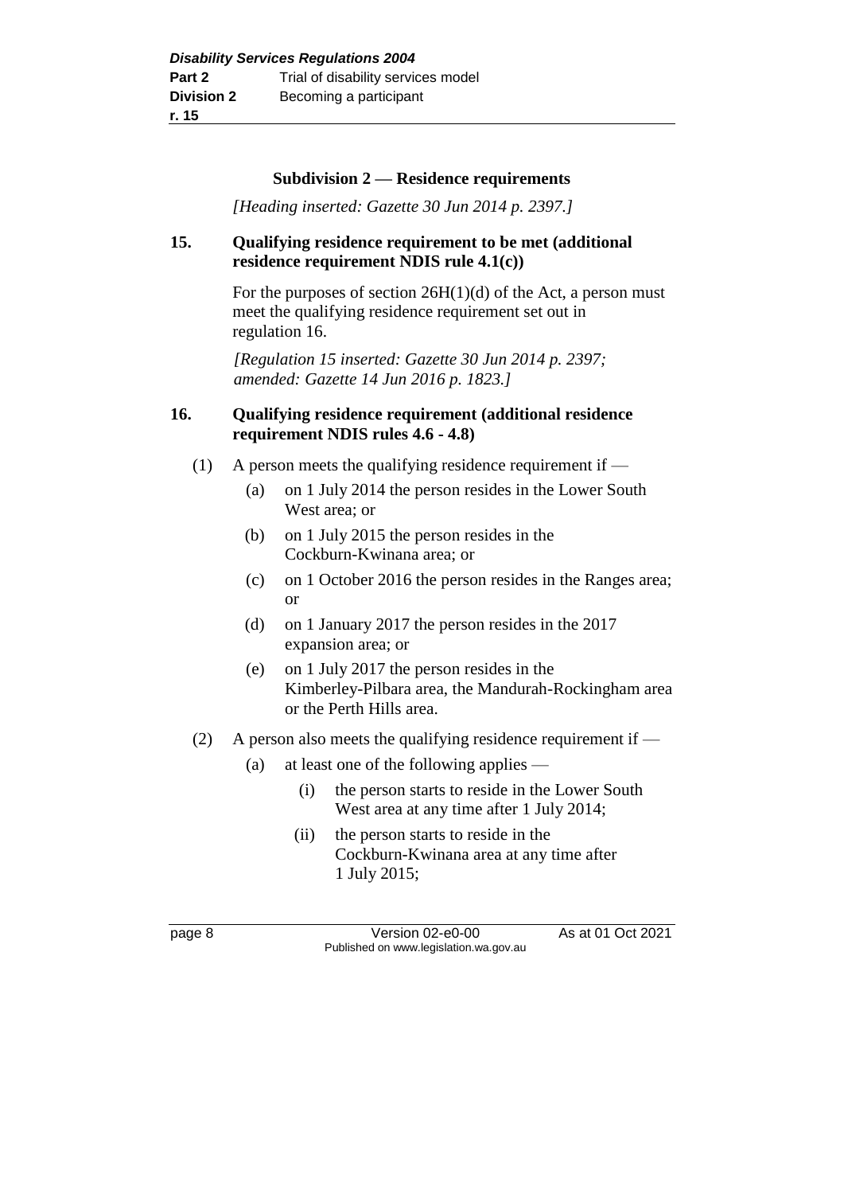### Subdivision 2 — Residence requirements

*[Heading inserted: Gazette 30 Jun 2014 p. 2397.]*

**15. Qualifying residence requirement to be met (additional residence requirement NDIS rule 4.1(c))**

For the purposes of section 26H(1)(d) of the Act, a person must meet the qualifying residence requirement set out in regulation 16.

*[Regulation 15 inserted: Gazette 30 Jun 2014 p. 2397; amended: Gazette 14 Jun 2016 p. 1823.]*

**16. Qualifying residence requirement (additional residence requirement NDIS rules 4.6 - 4.8)**

(1) A person meets the qualifying residence requirement if —

- (a) on 1 July 2014 the person resides in the Lower South West area; or
- (b) on 1 July 2015 the person resides in the Cockburn-Kwinana area; or
- (c) on 1 October 2016 the person resides in the Ranges area; or
- (d) on 1 January 2017 the person resides in the 2017 expansion area; or
- (e) on 1 July 2017 the person resides in the Kimberley-Pilbara area, the Mandurah-Rockingham area or the Perth Hills area.

(2) A person also meets the qualifying residence requirement if —

- (a) at least one of the following applies —
  - (i) the person starts to reside in the Lower South West area at any time after 1 July 2014;
  - (ii) the person starts to reside in the Cockburn-Kwinana area at any time after 1 July 2015;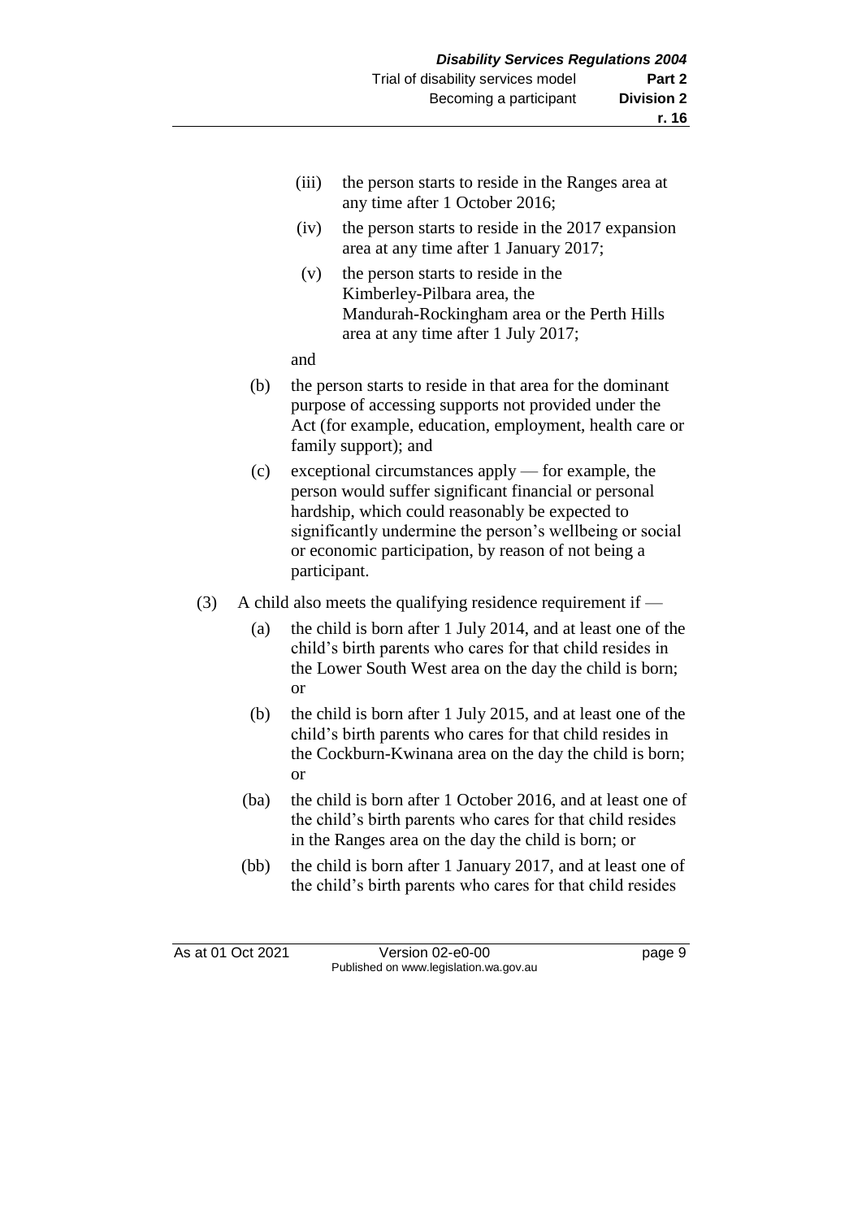(iii) the person starts to reside in the Ranges area at any time after 1 October 2016;

(iv) the person starts to reside in the 2017 expansion area at any time after 1 January 2017;

(v) the person starts to reside in the Kimberley-Pilbara area, the Mandurah-Rockingham area or the Perth Hills area at any time after 1 July 2017;

and

(b) the person starts to reside in that area for the dominant purpose of accessing supports not provided under the Act (for example, education, employment, health care or family support); and

(c) exceptional circumstances apply — for example, the person would suffer significant financial or personal hardship, which could reasonably be expected to significantly undermine the person's wellbeing or social or economic participation, by reason of not being a participant.

(3) A child also meets the qualifying residence requirement if —

(a) the child is born after 1 July 2014, and at least one of the child's birth parents who cares for that child resides in the Lower South West area on the day the child is born; or

(b) the child is born after 1 July 2015, and at least one of the child's birth parents who cares for that child resides in the Cockburn-Kwinana area on the day the child is born; or

(ba) the child is born after 1 October 2016, and at least one of the child's birth parents who cares for that child resides in the Ranges area on the day the child is born; or

(bb) the child is born after 1 January 2017, and at least one of the child's birth parents who cares for that child resides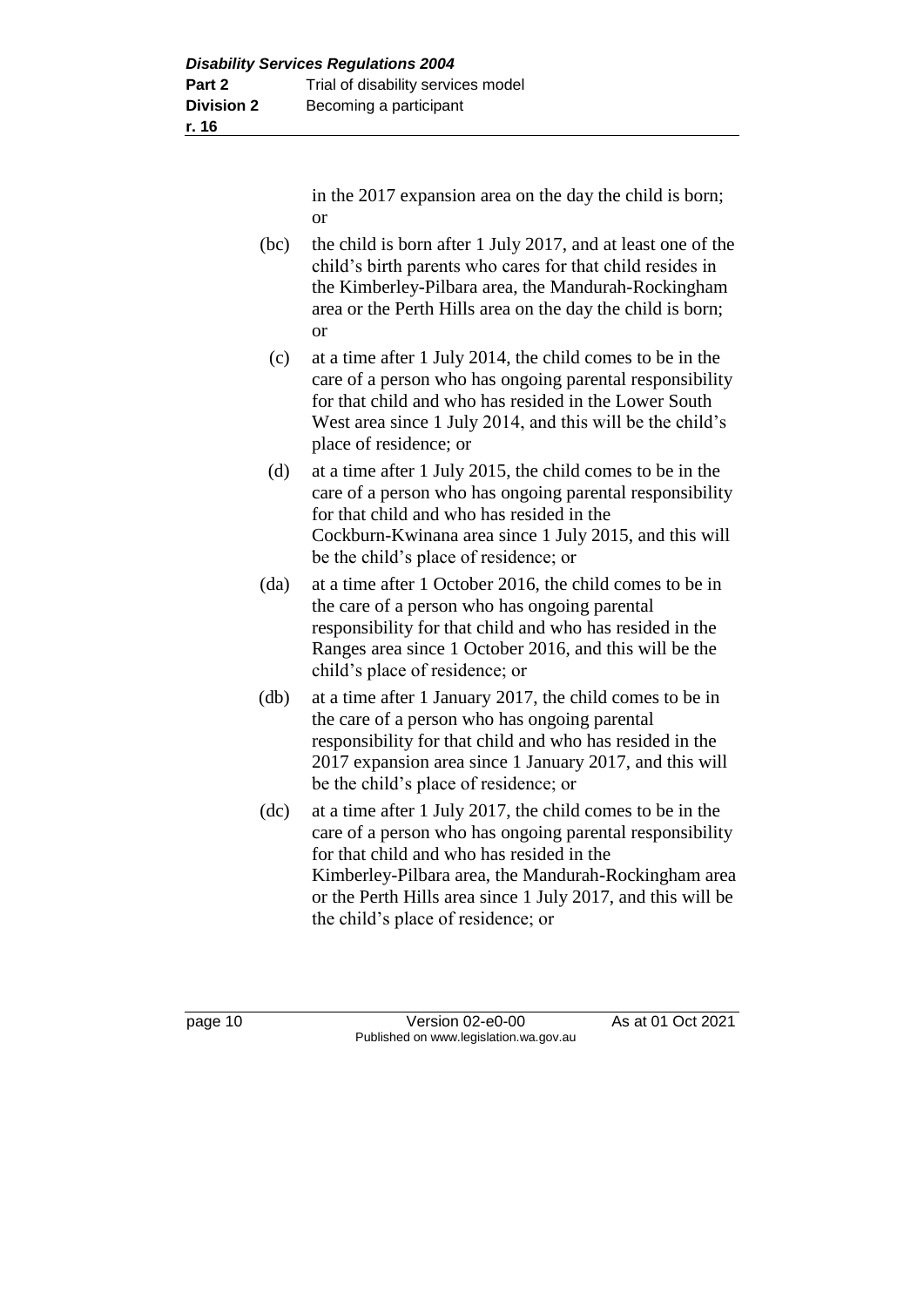in the 2017 expansion area on the day the child is born; or

(bc) the child is born after 1 July 2017, and at least one of the child's birth parents who cares for that child resides in the Kimberley-Pilbara area, the Mandurah-Rockingham area or the Perth Hills area on the day the child is born; or

(c) at a time after 1 July 2014, the child comes to be in the care of a person who has ongoing parental responsibility for that child and who has resided in the Lower South West area since 1 July 2014, and this will be the child's place of residence; or

(d) at a time after 1 July 2015, the child comes to be in the care of a person who has ongoing parental responsibility for that child and who has resided in the Cockburn-Kwinana area since 1 July 2015, and this will be the child's place of residence; or

(da) at a time after 1 October 2016, the child comes to be in the care of a person who has ongoing parental responsibility for that child and who has resided in the Ranges area since 1 October 2016, and this will be the child's place of residence; or

(db) at a time after 1 January 2017, the child comes to be in the care of a person who has ongoing parental responsibility for that child and who has resided in the 2017 expansion area since 1 January 2017, and this will be the child's place of residence; or

(dc) at a time after 1 July 2017, the child comes to be in the care of a person who has ongoing parental responsibility for that child and who has resided in the Kimberley-Pilbara area, the Mandurah-Rockingham area or the Perth Hills area since 1 July 2017, and this will be the child's place of residence; or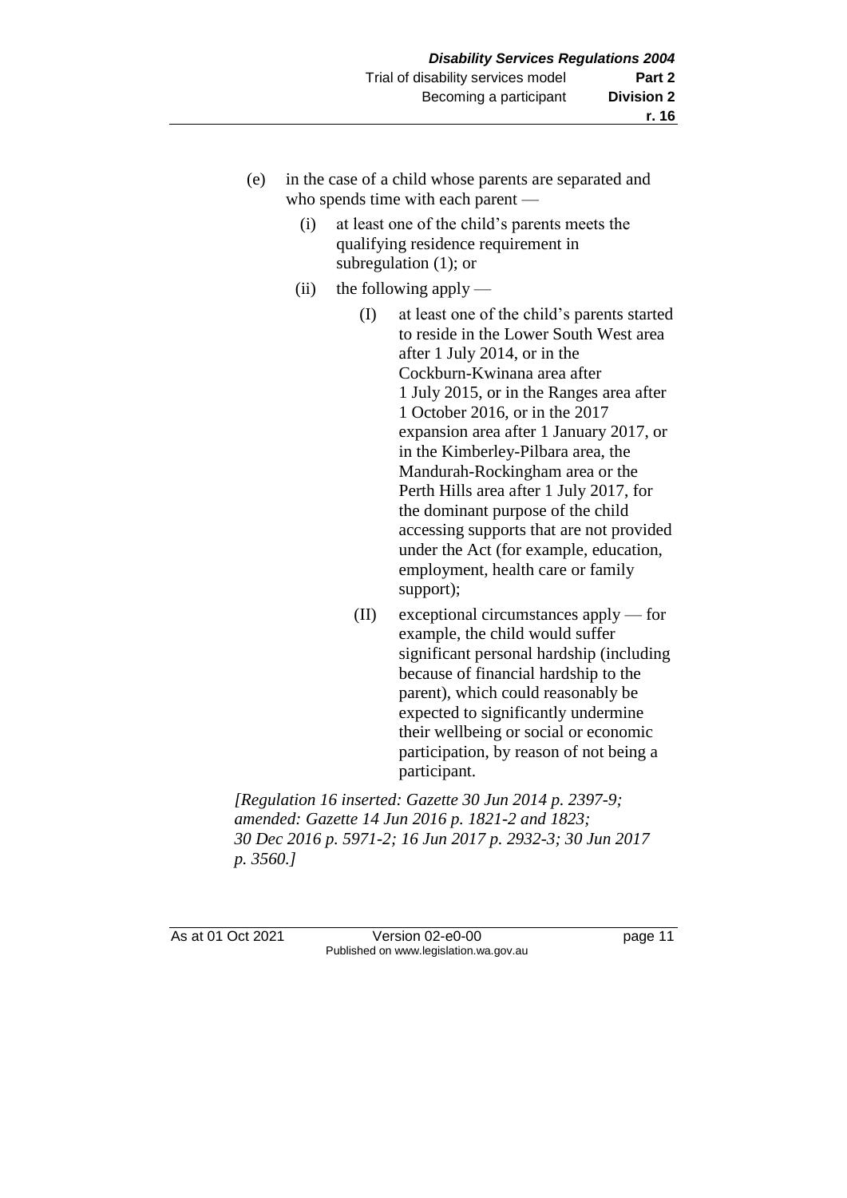(e) in the case of a child whose parents are separated and who spends time with each parent —

(i) at least one of the child's parents meets the qualifying residence requirement in subregulation (1); or

(ii) the following apply —

(I) at least one of the child's parents started to reside in the Lower South West area after 1 July 2014, or in the Cockburn-Kwinana area after 1 July 2015, or in the Ranges area after 1 October 2016, or in the 2017 expansion area after 1 January 2017, or in the Kimberley-Pilbara area, the Mandurah-Rockingham area or the Perth Hills area after 1 July 2017, for the dominant purpose of the child accessing supports that are not provided under the Act (for example, education, employment, health care or family support);

(II) exceptional circumstances apply — for example, the child would suffer significant personal hardship (including because of financial hardship to the parent), which could reasonably be expected to significantly undermine their wellbeing or social or economic participation, by reason of not being a participant.

*[Regulation 16 inserted: Gazette 30 Jun 2014 p. 2397-9; amended: Gazette 14 Jun 2016 p. 1821-2 and 1823; 30 Dec 2016 p. 5971-2; 16 Jun 2017 p. 2932-3; 30 Jun 2017 p. 3560.]*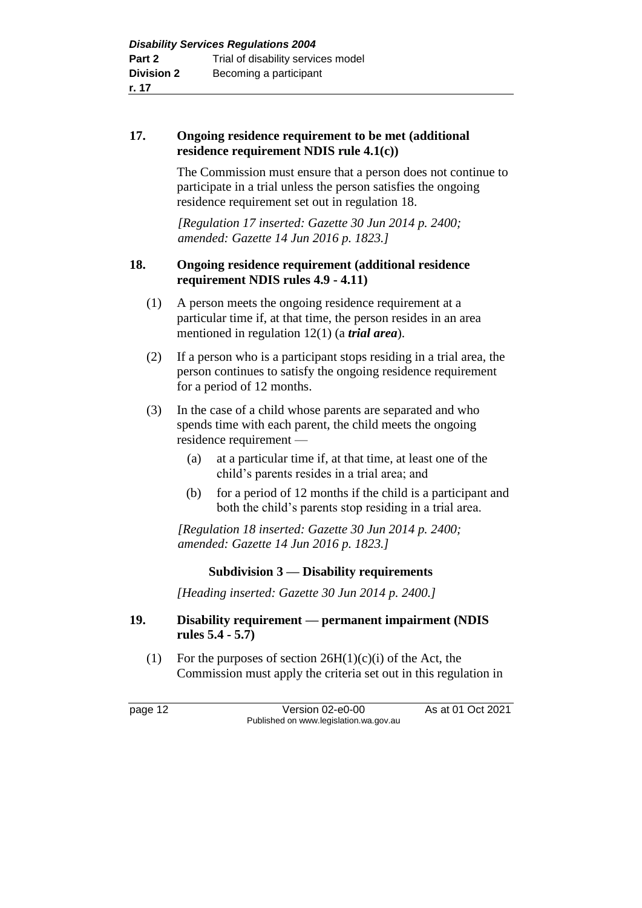**17. Ongoing residence requirement to be met (additional residence requirement NDIS rule 4.1(c))**

The Commission must ensure that a person does not continue to participate in a trial unless the person satisfies the ongoing residence requirement set out in regulation 18.

*[Regulation 17 inserted: Gazette 30 Jun 2014 p. 2400; amended: Gazette 14 Jun 2016 p. 1823.]*

**18. Ongoing residence requirement (additional residence requirement NDIS rules 4.9 - 4.11)**

(1) A person meets the ongoing residence requirement at a particular time if, at that time, the person resides in an area mentioned in regulation 12(1) (a ***trial area***).

(2) If a person who is a participant stops residing in a trial area, the person continues to satisfy the ongoing residence requirement for a period of 12 months.

(3) In the case of a child whose parents are separated and who spends time with each parent, the child meets the ongoing residence requirement —

  (a) at a particular time if, at that time, at least one of the child's parents resides in a trial area; and

  (b) for a period of 12 months if the child is a participant and both the child's parents stop residing in a trial area.

*[Regulation 18 inserted: Gazette 30 Jun 2014 p. 2400; amended: Gazette 14 Jun 2016 p. 1823.]*

**Subdivision 3 — Disability requirements**

*[Heading inserted: Gazette 30 Jun 2014 p. 2400.]*

**19. Disability requirement — permanent impairment (NDIS rules 5.4 - 5.7)**

(1) For the purposes of section 26H(1)(c)(i) of the Act, the Commission must apply the criteria set out in this regulation in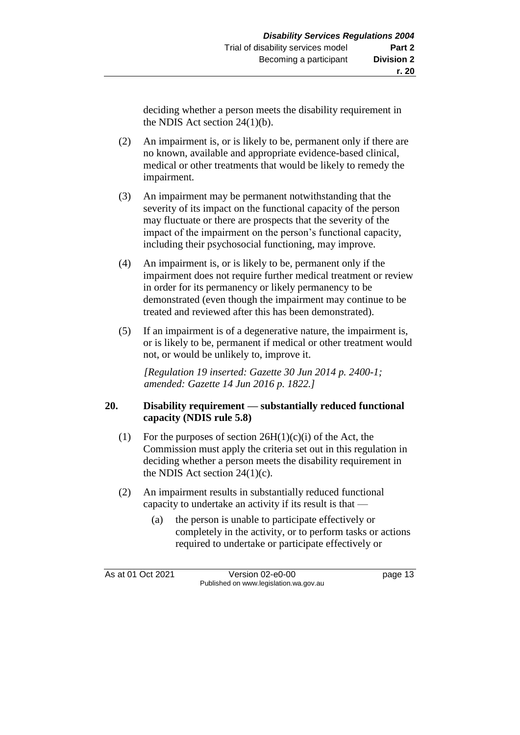deciding whether a person meets the disability requirement in the NDIS Act section 24(1)(b).

(2) An impairment is, or is likely to be, permanent only if there are no known, available and appropriate evidence-based clinical, medical or other treatments that would be likely to remedy the impairment.

(3) An impairment may be permanent notwithstanding that the severity of its impact on the functional capacity of the person may fluctuate or there are prospects that the severity of the impact of the impairment on the person's functional capacity, including their psychosocial functioning, may improve.

(4) An impairment is, or is likely to be, permanent only if the impairment does not require further medical treatment or review in order for its permanency or likely permanency to be demonstrated (even though the impairment may continue to be treated and reviewed after this has been demonstrated).

(5) If an impairment is of a degenerative nature, the impairment is, or is likely to be, permanent if medical or other treatment would not, or would be unlikely to, improve it.

*[Regulation 19 inserted: Gazette 30 Jun 2014 p. 2400-1; amended: Gazette 14 Jun 2016 p. 1822.]*

**20. Disability requirement — substantially reduced functional capacity (NDIS rule 5.8)**

(1) For the purposes of section 26H(1)(c)(i) of the Act, the Commission must apply the criteria set out in this regulation in deciding whether a person meets the disability requirement in the NDIS Act section 24(1)(c).

(2) An impairment results in substantially reduced functional capacity to undertake an activity if its result is that —

(a) the person is unable to participate effectively or completely in the activity, or to perform tasks or actions required to undertake or participate effectively or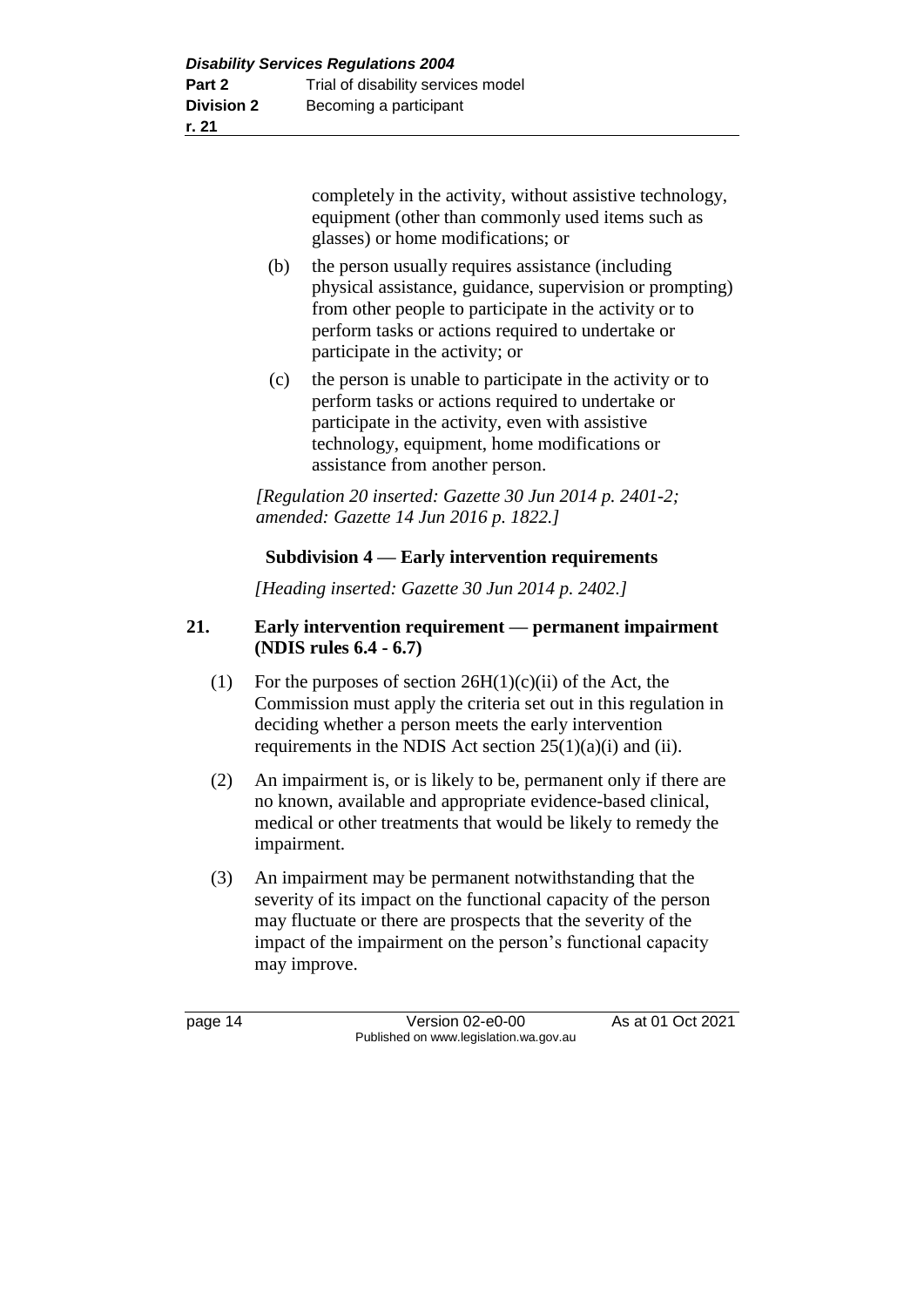completely in the activity, without assistive technology, equipment (other than commonly used items such as glasses) or home modifications; or

(b) the person usually requires assistance (including physical assistance, guidance, supervision or prompting) from other people to participate in the activity or to perform tasks or actions required to undertake or participate in the activity; or

(c) the person is unable to participate in the activity or to perform tasks or actions required to undertake or participate in the activity, even with assistive technology, equipment, home modifications or assistance from another person.

*[Regulation 20 inserted: Gazette 30 Jun 2014 p. 2401-2; amended: Gazette 14 Jun 2016 p. 1822.]*

### Subdivision 4 — Early intervention requirements

*[Heading inserted: Gazette 30 Jun 2014 p. 2402.]*

#### 21. Early intervention requirement — permanent impairment (NDIS rules 6.4 - 6.7)

(1) For the purposes of section 26H(1)(c)(ii) of the Act, the Commission must apply the criteria set out in this regulation in deciding whether a person meets the early intervention requirements in the NDIS Act section 25(1)(a)(i) and (ii).

(2) An impairment is, or is likely to be, permanent only if there are no known, available and appropriate evidence-based clinical, medical or other treatments that would be likely to remedy the impairment.

(3) An impairment may be permanent notwithstanding that the severity of its impact on the functional capacity of the person may fluctuate or there are prospects that the severity of the impact of the impairment on the person's functional capacity may improve.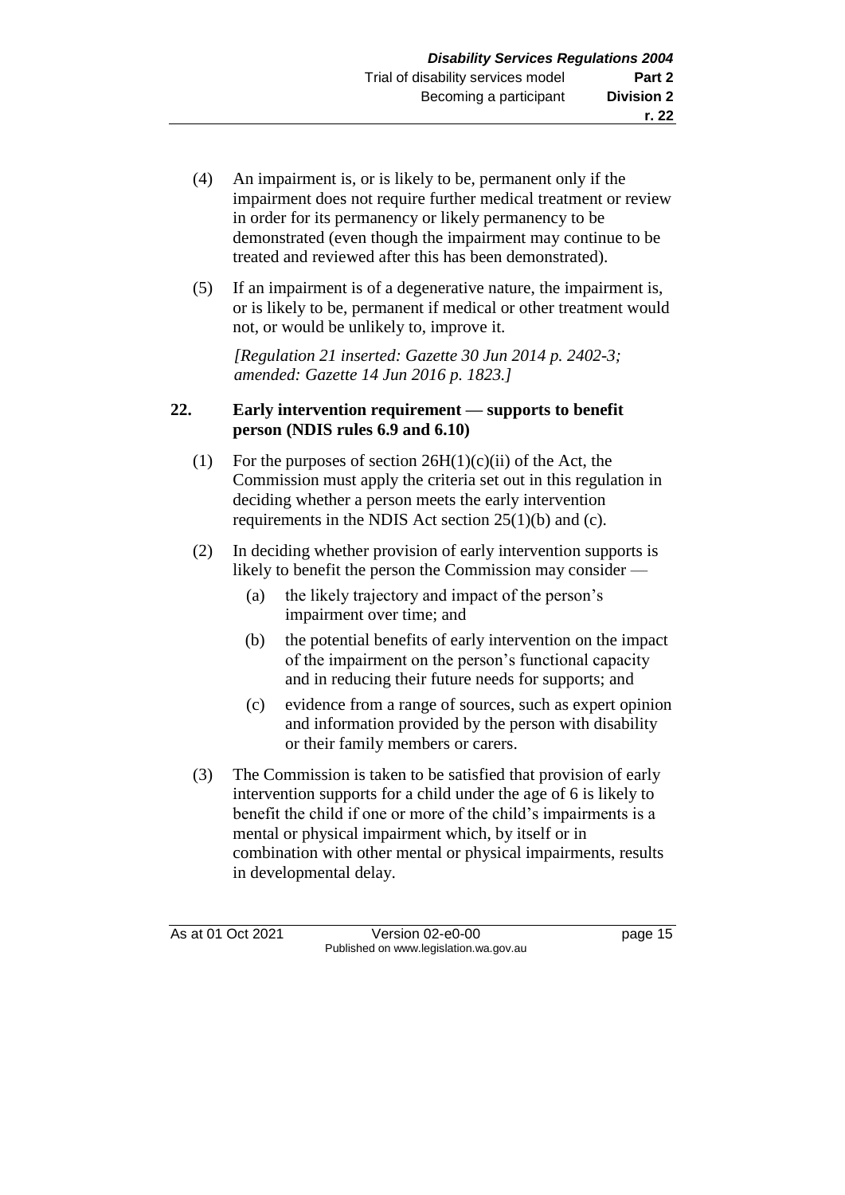(4) An impairment is, or is likely to be, permanent only if the impairment does not require further medical treatment or review in order for its permanency or likely permanency to be demonstrated (even though the impairment may continue to be treated and reviewed after this has been demonstrated).

(5) If an impairment is of a degenerative nature, the impairment is, or is likely to be, permanent if medical or other treatment would not, or would be unlikely to, improve it.

*[Regulation 21 inserted: Gazette 30 Jun 2014 p. 2402-3; amended: Gazette 14 Jun 2016 p. 1823.]*

### 22. Early intervention requirement — supports to benefit person (NDIS rules 6.9 and 6.10)

(1) For the purposes of section 26H(1)(c)(ii) of the Act, the Commission must apply the criteria set out in this regulation in deciding whether a person meets the early intervention requirements in the NDIS Act section 25(1)(b) and (c).

(2) In deciding whether provision of early intervention supports is likely to benefit the person the Commission may consider —

- (a) the likely trajectory and impact of the person's impairment over time; and
- (b) the potential benefits of early intervention on the impact of the impairment on the person's functional capacity and in reducing their future needs for supports; and
- (c) evidence from a range of sources, such as expert opinion and information provided by the person with disability or their family members or carers.

(3) The Commission is taken to be satisfied that provision of early intervention supports for a child under the age of 6 is likely to benefit the child if one or more of the child's impairments is a mental or physical impairment which, by itself or in combination with other mental or physical impairments, results in developmental delay.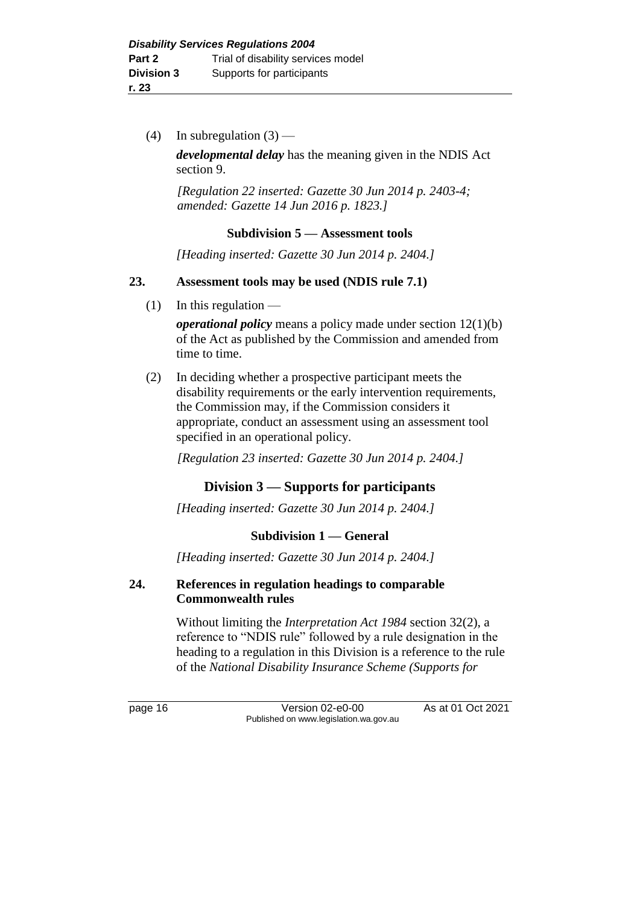(4) In subregulation (3) —

*developmental delay* has the meaning given in the NDIS Act section 9.

*[Regulation 22 inserted: Gazette 30 Jun 2014 p. 2403-4; amended: Gazette 14 Jun 2016 p. 1823.]*

### Subdivision 5 — Assessment tools

*[Heading inserted: Gazette 30 Jun 2014 p. 2404.]*

### 23. Assessment tools may be used (NDIS rule 7.1)

(1) In this regulation —

***operational policy*** means a policy made under section 12(1)(b) of the Act as published by the Commission and amended from time to time.

(2) In deciding whether a prospective participant meets the disability requirements or the early intervention requirements, the Commission may, if the Commission considers it appropriate, conduct an assessment using an assessment tool specified in an operational policy.

*[Regulation 23 inserted: Gazette 30 Jun 2014 p. 2404.]*

## Division 3 — Supports for participants

*[Heading inserted: Gazette 30 Jun 2014 p. 2404.]*

### Subdivision 1 — General

*[Heading inserted: Gazette 30 Jun 2014 p. 2404.]*

### 24. References in regulation headings to comparable Commonwealth rules

Without limiting the *Interpretation Act 1984* section 32(2), a reference to "NDIS rule" followed by a rule designation in the heading to a regulation in this Division is a reference to the rule of the *National Disability Insurance Scheme (Supports for*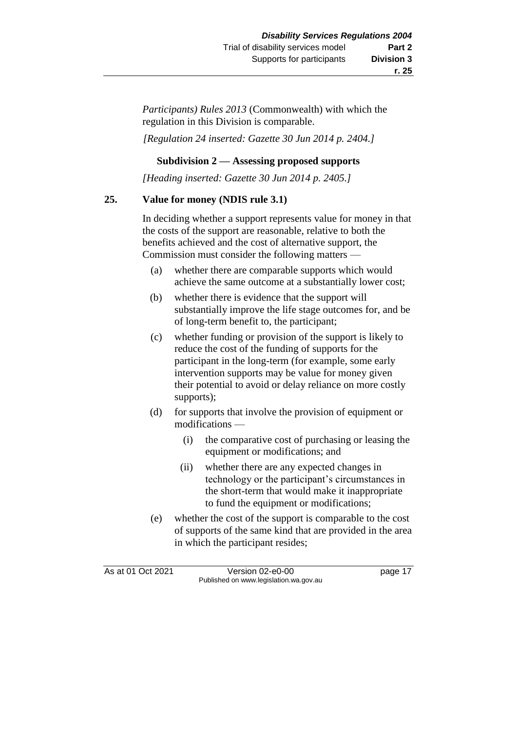*Participants) Rules 2013* (Commonwealth) with which the regulation in this Division is comparable.

*[Regulation 24 inserted: Gazette 30 Jun 2014 p. 2404.]*

### Subdivision 2 — Assessing proposed supports

*[Heading inserted: Gazette 30 Jun 2014 p. 2405.]*

#### 25. Value for money (NDIS rule 3.1)

In deciding whether a support represents value for money in that the costs of the support are reasonable, relative to both the benefits achieved and the cost of alternative support, the Commission must consider the following matters —

(a) whether there are comparable supports which would achieve the same outcome at a substantially lower cost;

(b) whether there is evidence that the support will substantially improve the life stage outcomes for, and be of long-term benefit to, the participant;

(c) whether funding or provision of the support is likely to reduce the cost of the funding of supports for the participant in the long-term (for example, some early intervention supports may be value for money given their potential to avoid or delay reliance on more costly supports);

(d) for supports that involve the provision of equipment or modifications —

 (i) the comparative cost of purchasing or leasing the equipment or modifications; and

 (ii) whether there are any expected changes in technology or the participant's circumstances in the short-term that would make it inappropriate to fund the equipment or modifications;

(e) whether the cost of the support is comparable to the cost of supports of the same kind that are provided in the area in which the participant resides;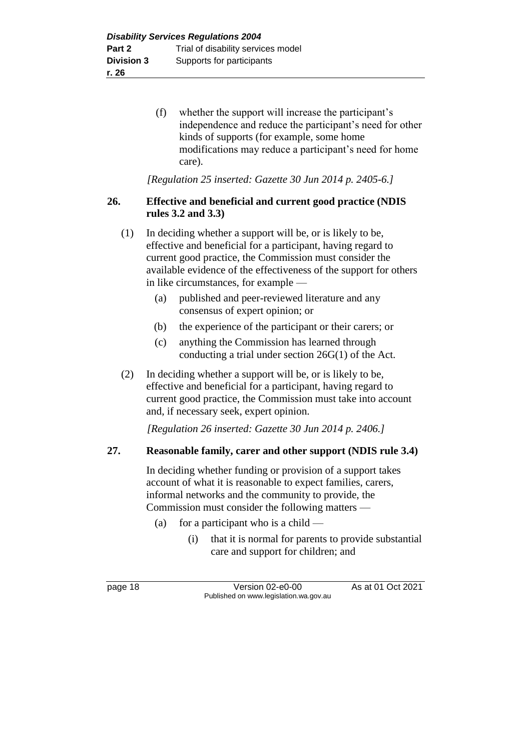(f) whether the support will increase the participant's independence and reduce the participant's need for other kinds of supports (for example, some home modifications may reduce a participant's need for home care).

*[Regulation 25 inserted: Gazette 30 Jun 2014 p. 2405-6.]*

### 26. Effective and beneficial and current good practice (NDIS rules 3.2 and 3.3)

(1) In deciding whether a support will be, or is likely to be, effective and beneficial for a participant, having regard to current good practice, the Commission must consider the available evidence of the effectiveness of the support for others in like circumstances, for example —

- (a) published and peer-reviewed literature and any consensus of expert opinion; or
- (b) the experience of the participant or their carers; or
- (c) anything the Commission has learned through conducting a trial under section 26G(1) of the Act.

(2) In deciding whether a support will be, or is likely to be, effective and beneficial for a participant, having regard to current good practice, the Commission must take into account and, if necessary seek, expert opinion.

*[Regulation 26 inserted: Gazette 30 Jun 2014 p. 2406.]*

### 27. Reasonable family, carer and other support (NDIS rule 3.4)

In deciding whether funding or provision of a support takes account of what it is reasonable to expect families, carers, informal networks and the community to provide, the Commission must consider the following matters —

- (a) for a participant who is a child —
  - (i) that it is normal for parents to provide substantial care and support for children; and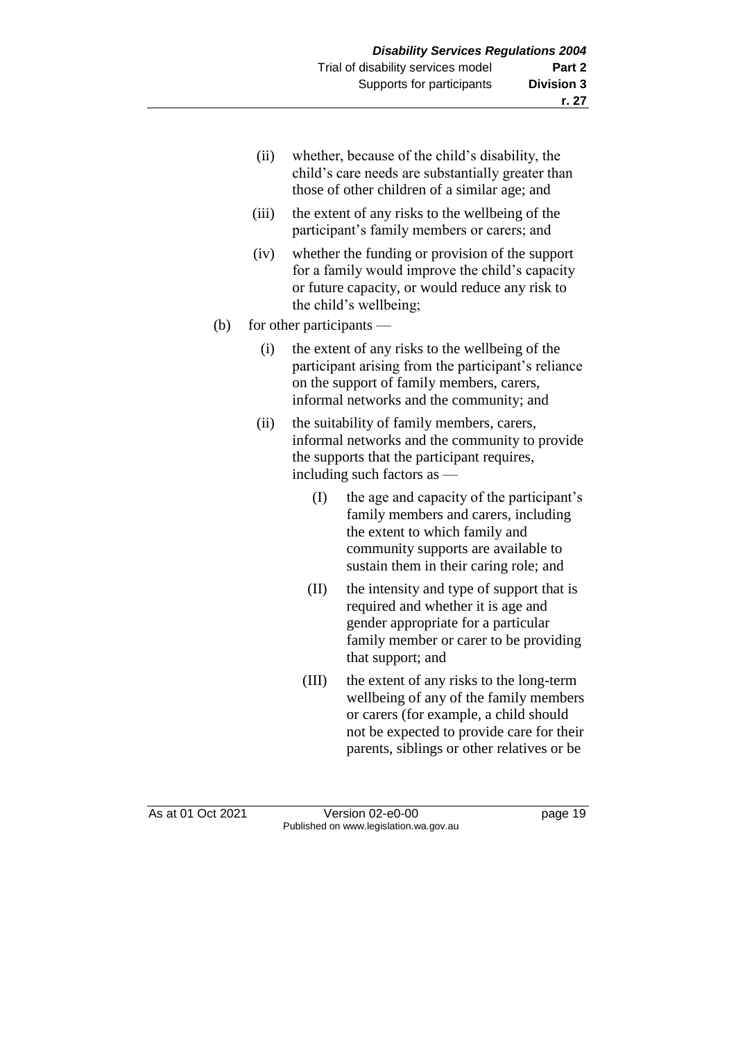(ii) whether, because of the child's disability, the child's care needs are substantially greater than those of other children of a similar age; and

(iii) the extent of any risks to the wellbeing of the participant's family members or carers; and

(iv) whether the funding or provision of the support for a family would improve the child's capacity or future capacity, or would reduce any risk to the child's wellbeing;

(b) for other participants —

(i) the extent of any risks to the wellbeing of the participant arising from the participant's reliance on the support of family members, carers, informal networks and the community; and

(ii) the suitability of family members, carers, informal networks and the community to provide the supports that the participant requires, including such factors as —

(I) the age and capacity of the participant's family members and carers, including the extent to which family and community supports are available to sustain them in their caring role; and

(II) the intensity and type of support that is required and whether it is age and gender appropriate for a particular family member or carer to be providing that support; and

(III) the extent of any risks to the long-term wellbeing of any of the family members or carers (for example, a child should not be expected to provide care for their parents, siblings or other relatives or be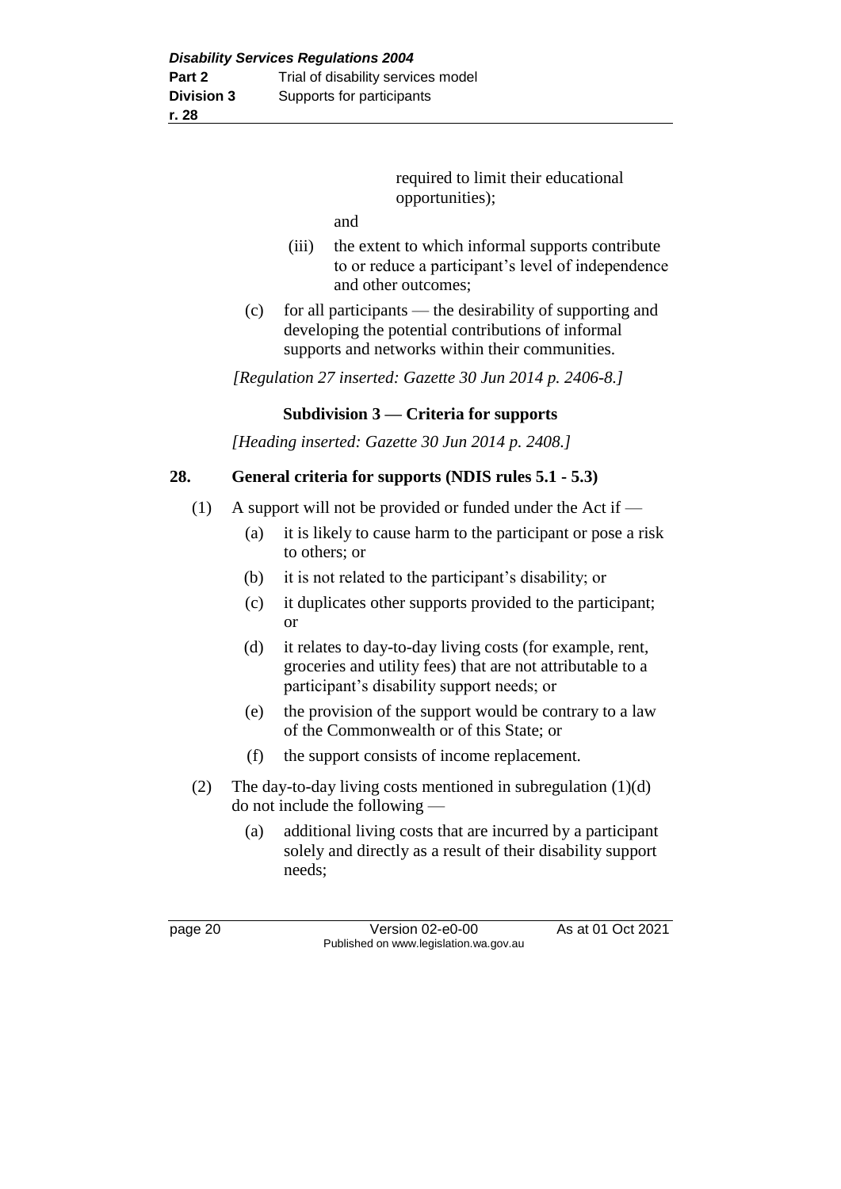required to limit their educational opportunities);

and

(iii) the extent to which informal supports contribute to or reduce a participant's level of independence and other outcomes;

(c) for all participants — the desirability of supporting and developing the potential contributions of informal supports and networks within their communities.

*[Regulation 27 inserted: Gazette 30 Jun 2014 p. 2406-8.]*

### Subdivision 3 — Criteria for supports

*[Heading inserted: Gazette 30 Jun 2014 p. 2408.]*

### 28. General criteria for supports (NDIS rules 5.1 - 5.3)

(1) A support will not be provided or funded under the Act if —

(a) it is likely to cause harm to the participant or pose a risk to others; or

(b) it is not related to the participant's disability; or

(c) it duplicates other supports provided to the participant; or

(d) it relates to day-to-day living costs (for example, rent, groceries and utility fees) that are not attributable to a participant's disability support needs; or

(e) the provision of the support would be contrary to a law of the Commonwealth or of this State; or

(f) the support consists of income replacement.

(2) The day-to-day living costs mentioned in subregulation (1)(d) do not include the following —

(a) additional living costs that are incurred by a participant solely and directly as a result of their disability support needs;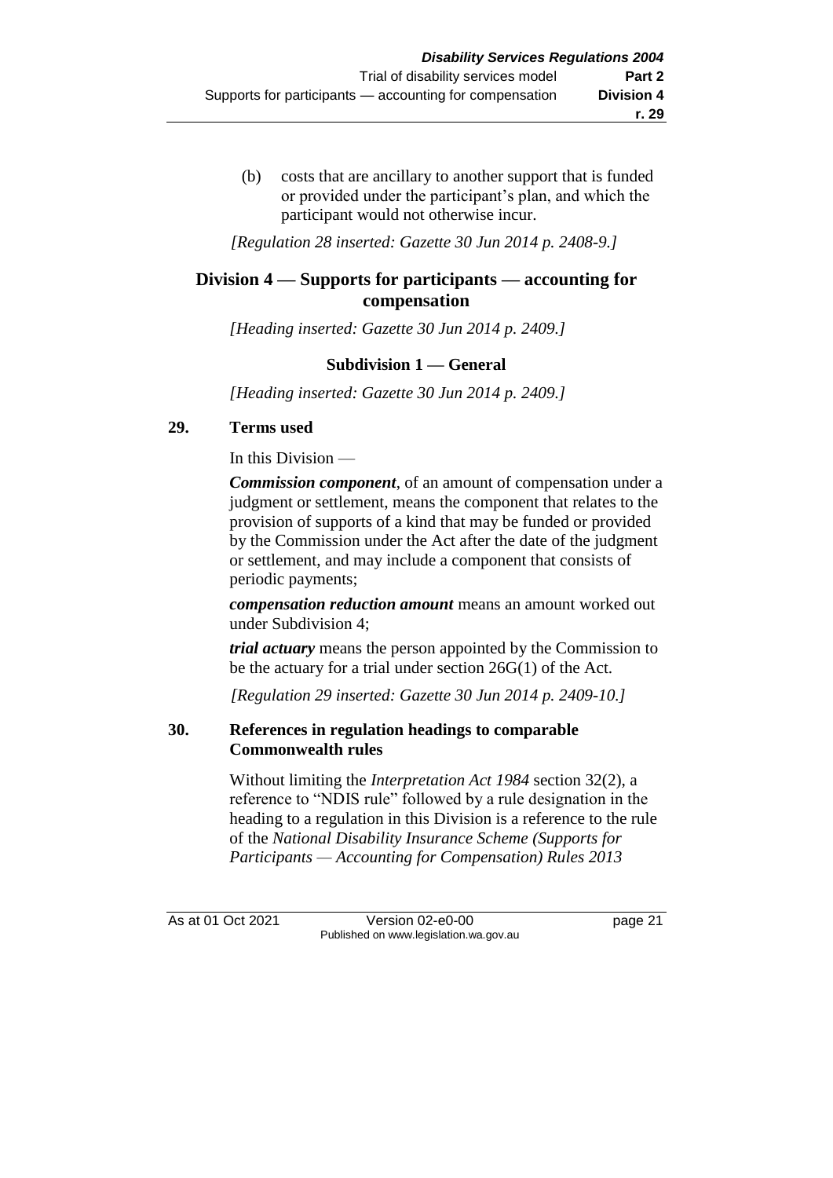(b) costs that are ancillary to another support that is funded or provided under the participant's plan, and which the participant would not otherwise incur.

*[Regulation 28 inserted: Gazette 30 Jun 2014 p. 2408-9.]*

## Division 4 — Supports for participants — accounting for compensation

*[Heading inserted: Gazette 30 Jun 2014 p. 2409.]*

### Subdivision 1 — General

*[Heading inserted: Gazette 30 Jun 2014 p. 2409.]*

#### 29. Terms used

In this Division —

***Commission component***, of an amount of compensation under a judgment or settlement, means the component that relates to the provision of supports of a kind that may be funded or provided by the Commission under the Act after the date of the judgment or settlement, and may include a component that consists of periodic payments;

***compensation reduction amount*** means an amount worked out under Subdivision 4;

***trial actuary*** means the person appointed by the Commission to be the actuary for a trial under section 26G(1) of the Act.

*[Regulation 29 inserted: Gazette 30 Jun 2014 p. 2409-10.]*

#### 30. References in regulation headings to comparable Commonwealth rules

Without limiting the *Interpretation Act 1984* section 32(2), a reference to "NDIS rule" followed by a rule designation in the heading to a regulation in this Division is a reference to the rule of the *National Disability Insurance Scheme (Supports for Participants — Accounting for Compensation) Rules 2013*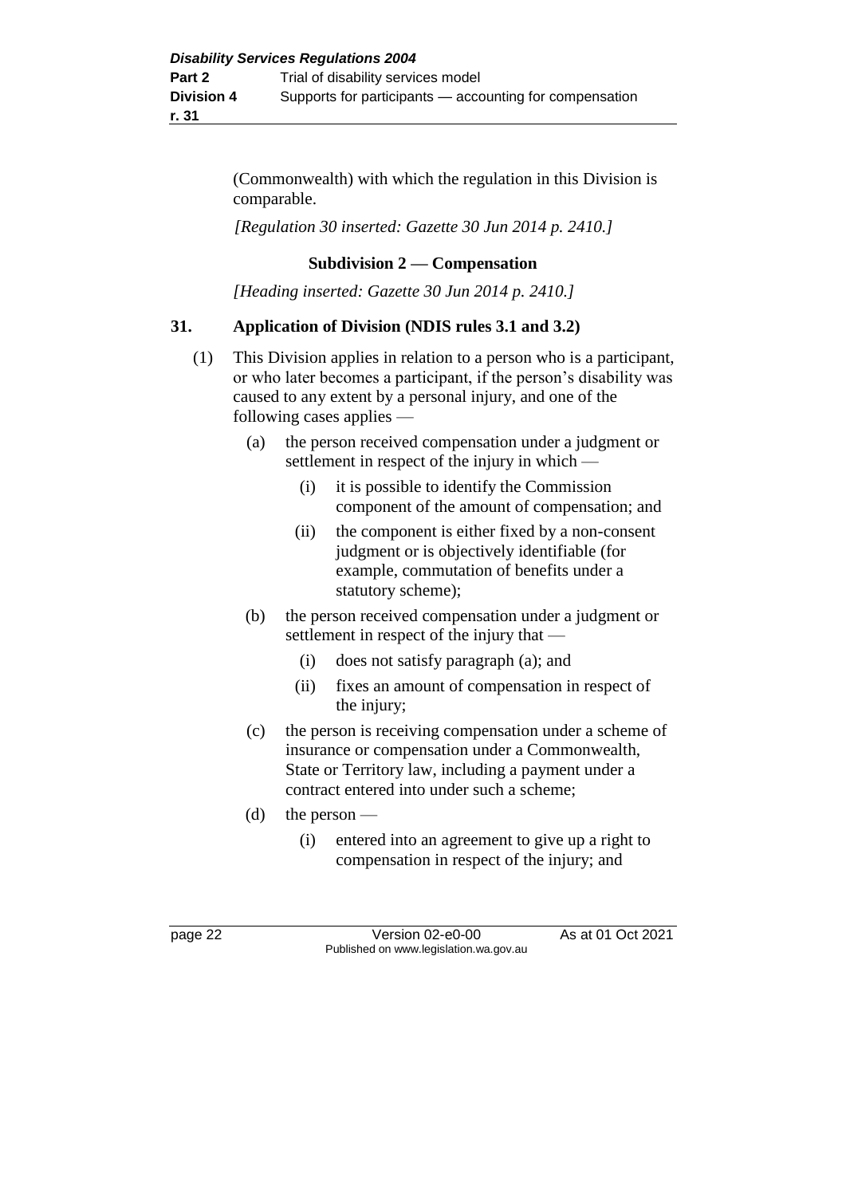(Commonwealth) with which the regulation in this Division is comparable.

*[Regulation 30 inserted: Gazette 30 Jun 2014 p. 2410.]*

### Subdivision 2 — Compensation

*[Heading inserted: Gazette 30 Jun 2014 p. 2410.]*

## 31. Application of Division (NDIS rules 3.1 and 3.2)

(1) This Division applies in relation to a person who is a participant, or who later becomes a participant, if the person's disability was caused to any extent by a personal injury, and one of the following cases applies —

(a) the person received compensation under a judgment or settlement in respect of the injury in which —

(i) it is possible to identify the Commission component of the amount of compensation; and

(ii) the component is either fixed by a non-consent judgment or is objectively identifiable (for example, commutation of benefits under a statutory scheme);

(b) the person received compensation under a judgment or settlement in respect of the injury that —

(i) does not satisfy paragraph (a); and

(ii) fixes an amount of compensation in respect of the injury;

(c) the person is receiving compensation under a scheme of insurance or compensation under a Commonwealth, State or Territory law, including a payment under a contract entered into under such a scheme;

(d) the person —

(i) entered into an agreement to give up a right to compensation in respect of the injury; and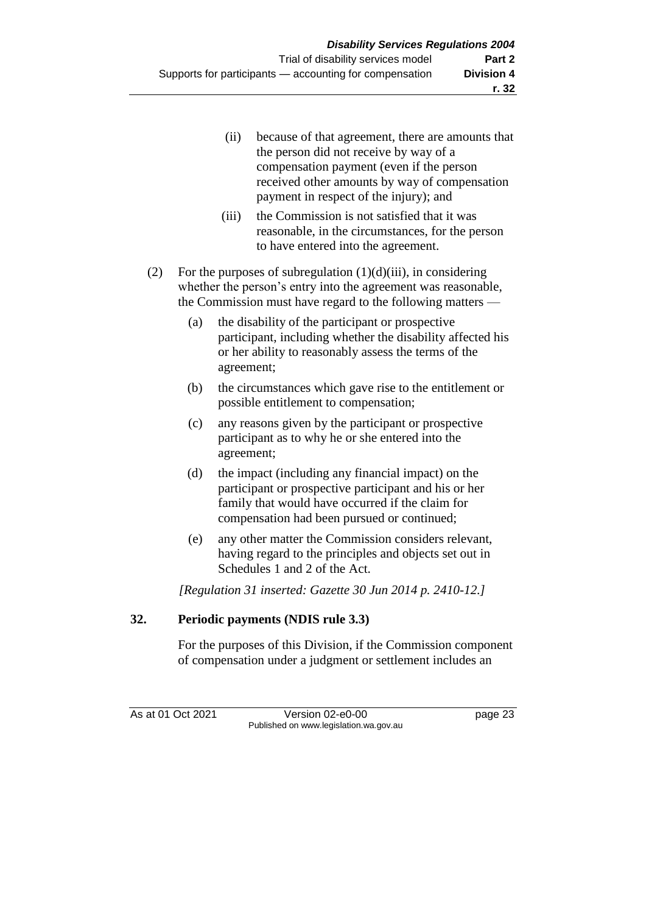(ii) because of that agreement, there are amounts that the person did not receive by way of a compensation payment (even if the person received other amounts by way of compensation payment in respect of the injury); and

(iii) the Commission is not satisfied that it was reasonable, in the circumstances, for the person to have entered into the agreement.

(2) For the purposes of subregulation (1)(d)(iii), in considering whether the person's entry into the agreement was reasonable, the Commission must have regard to the following matters —

(a) the disability of the participant or prospective participant, including whether the disability affected his or her ability to reasonably assess the terms of the agreement;

(b) the circumstances which gave rise to the entitlement or possible entitlement to compensation;

(c) any reasons given by the participant or prospective participant as to why he or she entered into the agreement;

(d) the impact (including any financial impact) on the participant or prospective participant and his or her family that would have occurred if the claim for compensation had been pursued or continued;

(e) any other matter the Commission considers relevant, having regard to the principles and objects set out in Schedules 1 and 2 of the Act.

*[Regulation 31 inserted: Gazette 30 Jun 2014 p. 2410-12.]*

**32. Periodic payments (NDIS rule 3.3)**

For the purposes of this Division, if the Commission component of compensation under a judgment or settlement includes an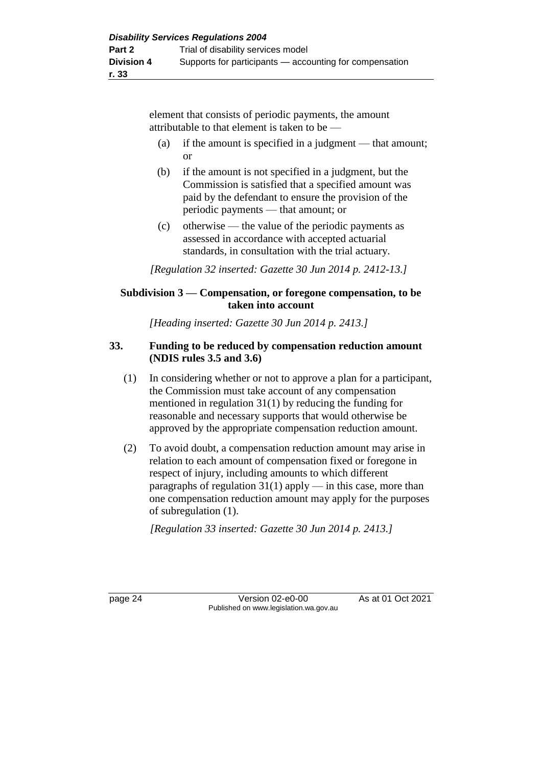element that consists of periodic payments, the amount attributable to that element is taken to be —

(a) if the amount is specified in a judgment — that amount; or

(b) if the amount is not specified in a judgment, but the Commission is satisfied that a specified amount was paid by the defendant to ensure the provision of the periodic payments — that amount; or

(c) otherwise — the value of the periodic payments as assessed in accordance with accepted actuarial standards, in consultation with the trial actuary.

*[Regulation 32 inserted: Gazette 30 Jun 2014 p. 2412-13.]*

### Subdivision 3 — Compensation, or foregone compensation, to be taken into account

*[Heading inserted: Gazette 30 Jun 2014 p. 2413.]*

#### 33. Funding to be reduced by compensation reduction amount (NDIS rules 3.5 and 3.6)

(1) In considering whether or not to approve a plan for a participant, the Commission must take account of any compensation mentioned in regulation 31(1) by reducing the funding for reasonable and necessary supports that would otherwise be approved by the appropriate compensation reduction amount.

(2) To avoid doubt, a compensation reduction amount may arise in relation to each amount of compensation fixed or foregone in respect of injury, including amounts to which different paragraphs of regulation 31(1) apply — in this case, more than one compensation reduction amount may apply for the purposes of subregulation (1).

*[Regulation 33 inserted: Gazette 30 Jun 2014 p. 2413.]*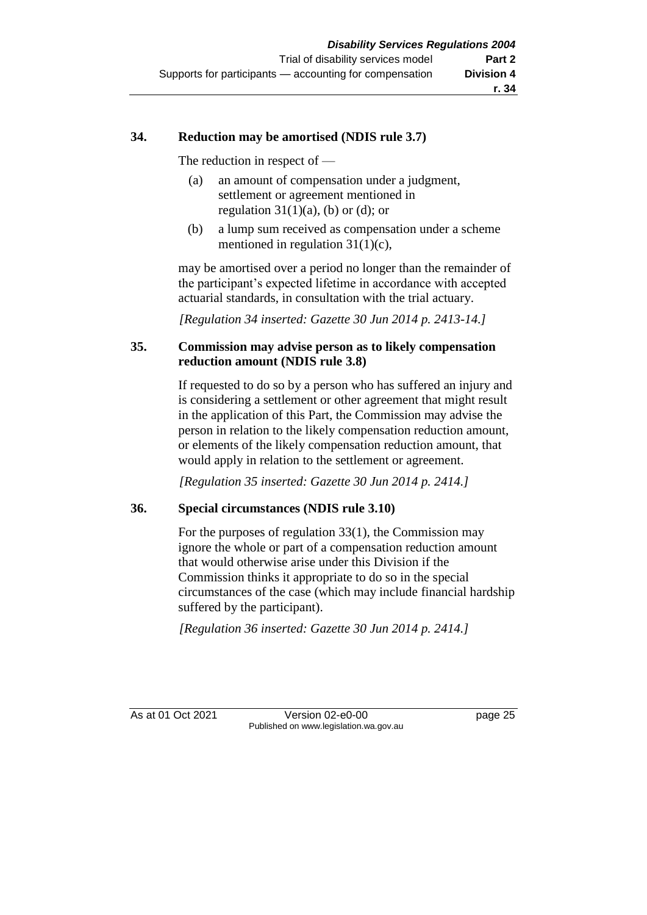### 34. Reduction may be amortised (NDIS rule 3.7)

The reduction in respect of —

(a) an amount of compensation under a judgment, settlement or agreement mentioned in regulation 31(1)(a), (b) or (d); or

(b) a lump sum received as compensation under a scheme mentioned in regulation 31(1)(c),

may be amortised over a period no longer than the remainder of the participant's expected lifetime in accordance with accepted actuarial standards, in consultation with the trial actuary.

*[Regulation 34 inserted: Gazette 30 Jun 2014 p. 2413-14.]*

### 35. Commission may advise person as to likely compensation reduction amount (NDIS rule 3.8)

If requested to do so by a person who has suffered an injury and is considering a settlement or other agreement that might result in the application of this Part, the Commission may advise the person in relation to the likely compensation reduction amount, or elements of the likely compensation reduction amount, that would apply in relation to the settlement or agreement.

*[Regulation 35 inserted: Gazette 30 Jun 2014 p. 2414.]*

### 36. Special circumstances (NDIS rule 3.10)

For the purposes of regulation 33(1), the Commission may ignore the whole or part of a compensation reduction amount that would otherwise arise under this Division if the Commission thinks it appropriate to do so in the special circumstances of the case (which may include financial hardship suffered by the participant).

*[Regulation 36 inserted: Gazette 30 Jun 2014 p. 2414.]*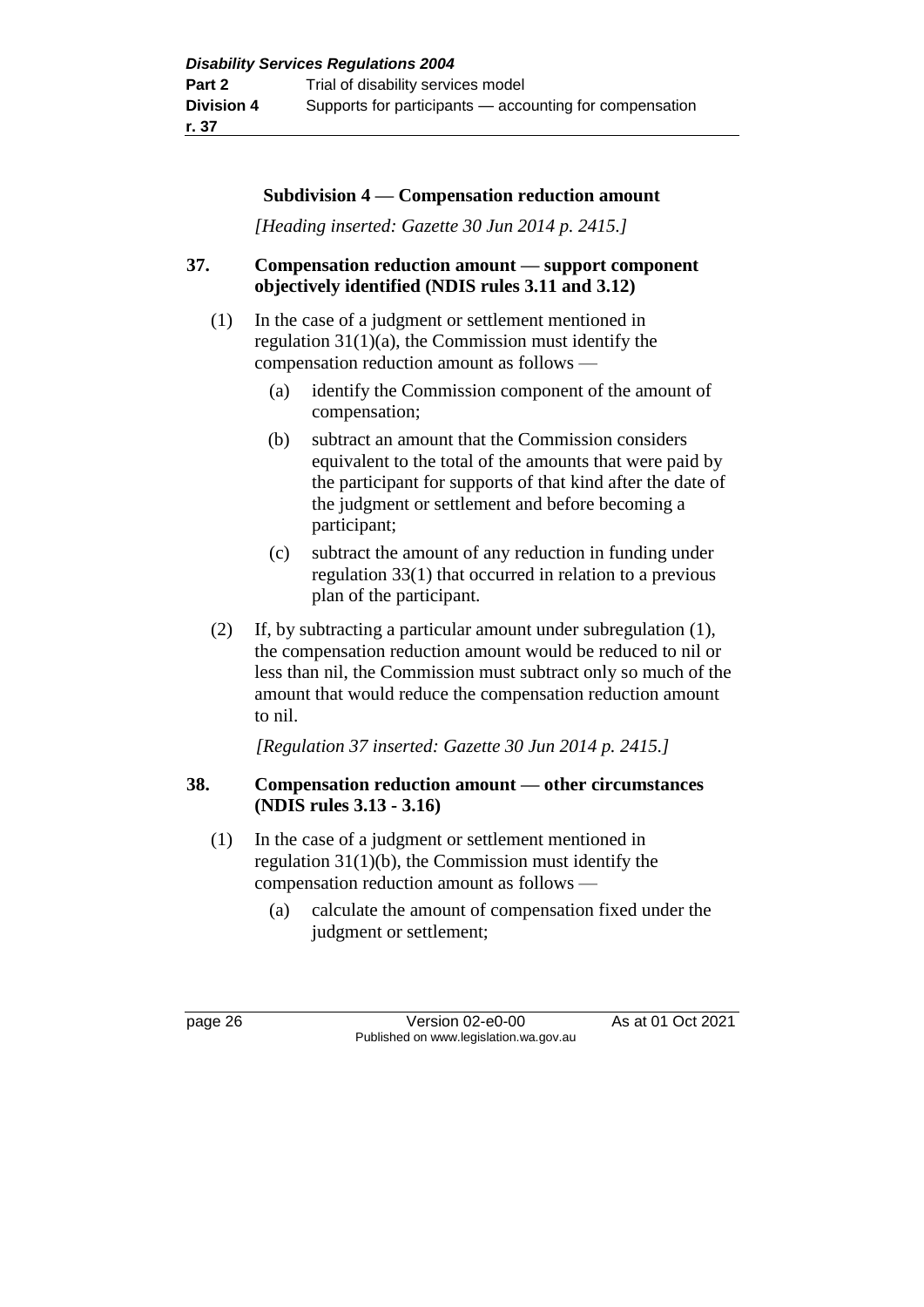### Subdivision 4 — Compensation reduction amount

*[Heading inserted: Gazette 30 Jun 2014 p. 2415.]*

**37. Compensation reduction amount — support component objectively identified (NDIS rules 3.11 and 3.12)**

(1) In the case of a judgment or settlement mentioned in regulation 31(1)(a), the Commission must identify the compensation reduction amount as follows —

  (a) identify the Commission component of the amount of compensation;

  (b) subtract an amount that the Commission considers equivalent to the total of the amounts that were paid by the participant for supports of that kind after the date of the judgment or settlement and before becoming a participant;

  (c) subtract the amount of any reduction in funding under regulation 33(1) that occurred in relation to a previous plan of the participant.

(2) If, by subtracting a particular amount under subregulation (1), the compensation reduction amount would be reduced to nil or less than nil, the Commission must subtract only so much of the amount that would reduce the compensation reduction amount to nil.

*[Regulation 37 inserted: Gazette 30 Jun 2014 p. 2415.]*

**38. Compensation reduction amount — other circumstances (NDIS rules 3.13 - 3.16)**

(1) In the case of a judgment or settlement mentioned in regulation 31(1)(b), the Commission must identify the compensation reduction amount as follows —

  (a) calculate the amount of compensation fixed under the judgment or settlement;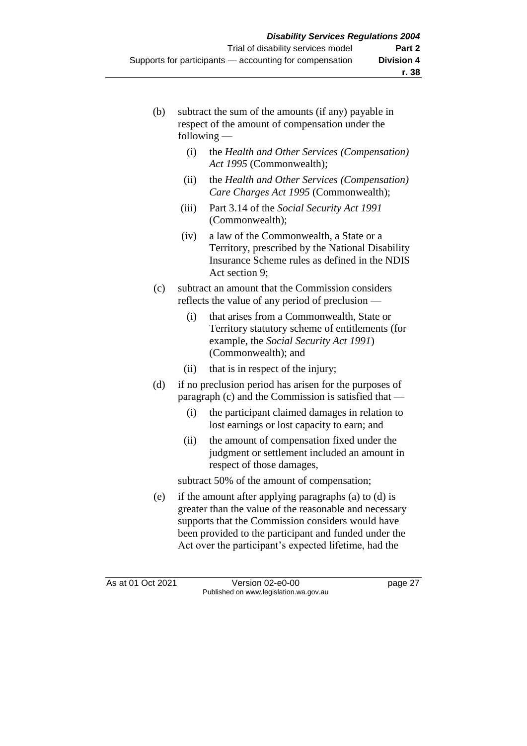(b) subtract the sum of the amounts (if any) payable in respect of the amount of compensation under the following —

  (i) the *Health and Other Services (Compensation) Act 1995* (Commonwealth);

  (ii) the *Health and Other Services (Compensation) Care Charges Act 1995* (Commonwealth);

  (iii) Part 3.14 of the *Social Security Act 1991* (Commonwealth);

  (iv) a law of the Commonwealth, a State or a Territory, prescribed by the National Disability Insurance Scheme rules as defined in the NDIS Act section 9;

(c) subtract an amount that the Commission considers reflects the value of any period of preclusion —

  (i) that arises from a Commonwealth, State or Territory statutory scheme of entitlements (for example, the *Social Security Act 1991*) (Commonwealth); and

  (ii) that is in respect of the injury;

(d) if no preclusion period has arisen for the purposes of paragraph (c) and the Commission is satisfied that —

  (i) the participant claimed damages in relation to lost earnings or lost capacity to earn; and

  (ii) the amount of compensation fixed under the judgment or settlement included an amount in respect of those damages,

  subtract 50% of the amount of compensation;

(e) if the amount after applying paragraphs (a) to (d) is greater than the value of the reasonable and necessary supports that the Commission considers would have been provided to the participant and funded under the Act over the participant's expected lifetime, had the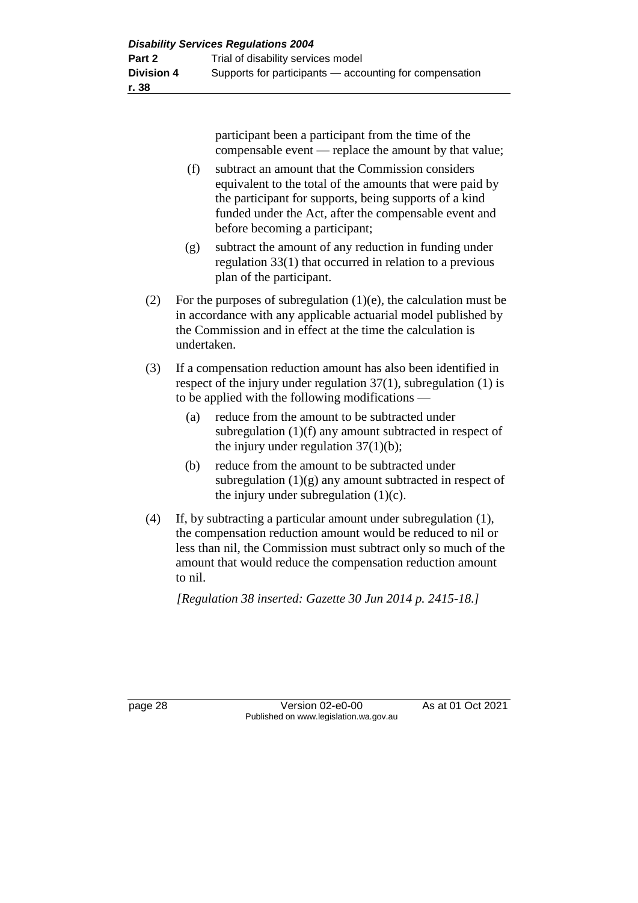participant been a participant from the time of the compensable event — replace the amount by that value;

(f) subtract an amount that the Commission considers equivalent to the total of the amounts that were paid by the participant for supports, being supports of a kind funded under the Act, after the compensable event and before becoming a participant;

(g) subtract the amount of any reduction in funding under regulation 33(1) that occurred in relation to a previous plan of the participant.

(2) For the purposes of subregulation (1)(e), the calculation must be in accordance with any applicable actuarial model published by the Commission and in effect at the time the calculation is undertaken.

(3) If a compensation reduction amount has also been identified in respect of the injury under regulation 37(1), subregulation (1) is to be applied with the following modifications —

(a) reduce from the amount to be subtracted under subregulation (1)(f) any amount subtracted in respect of the injury under regulation 37(1)(b);

(b) reduce from the amount to be subtracted under subregulation (1)(g) any amount subtracted in respect of the injury under subregulation (1)(c).

(4) If, by subtracting a particular amount under subregulation (1), the compensation reduction amount would be reduced to nil or less than nil, the Commission must subtract only so much of the amount that would reduce the compensation reduction amount to nil.

*[Regulation 38 inserted: Gazette 30 Jun 2014 p. 2415-18.]*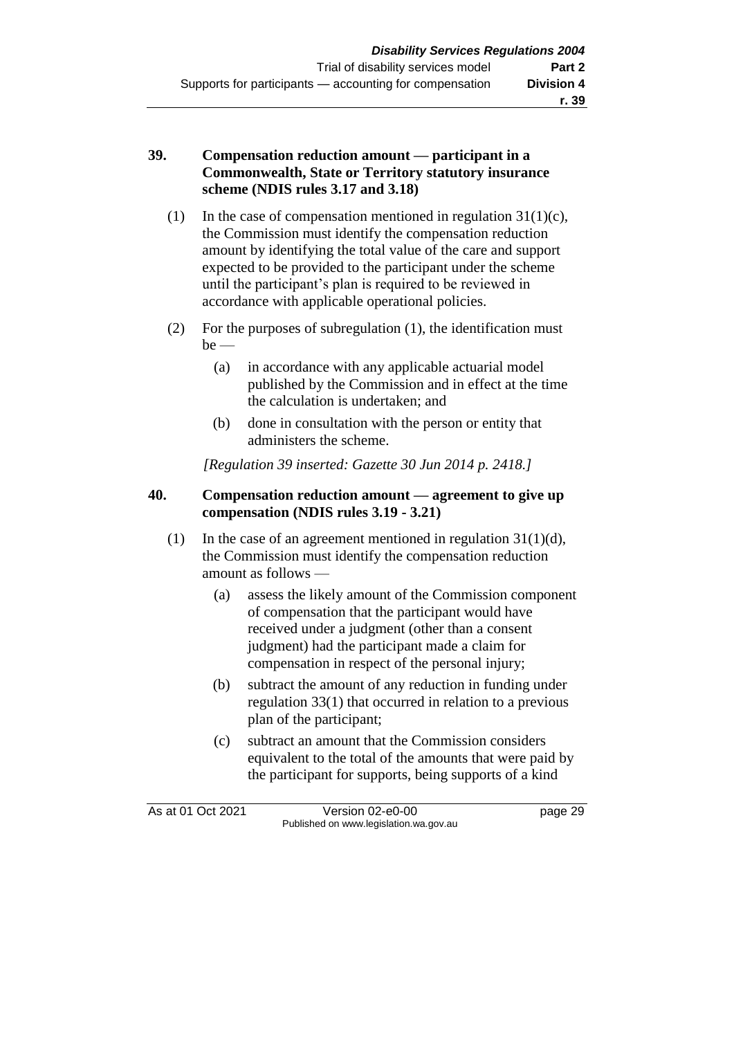## 39. Compensation reduction amount — participant in a Commonwealth, State or Territory statutory insurance scheme (NDIS rules 3.17 and 3.18)

(1) In the case of compensation mentioned in regulation 31(1)(c), the Commission must identify the compensation reduction amount by identifying the total value of the care and support expected to be provided to the participant under the scheme until the participant's plan is required to be reviewed in accordance with applicable operational policies.

(2) For the purposes of subregulation (1), the identification must be —

(a) in accordance with any applicable actuarial model published by the Commission and in effect at the time the calculation is undertaken; and

(b) done in consultation with the person or entity that administers the scheme.

*[Regulation 39 inserted: Gazette 30 Jun 2014 p. 2418.]*

## 40. Compensation reduction amount — agreement to give up compensation (NDIS rules 3.19 - 3.21)

(1) In the case of an agreement mentioned in regulation 31(1)(d), the Commission must identify the compensation reduction amount as follows —

(a) assess the likely amount of the Commission component of compensation that the participant would have received under a judgment (other than a consent judgment) had the participant made a claim for compensation in respect of the personal injury;

(b) subtract the amount of any reduction in funding under regulation 33(1) that occurred in relation to a previous plan of the participant;

(c) subtract an amount that the Commission considers equivalent to the total of the amounts that were paid by the participant for supports, being supports of a kind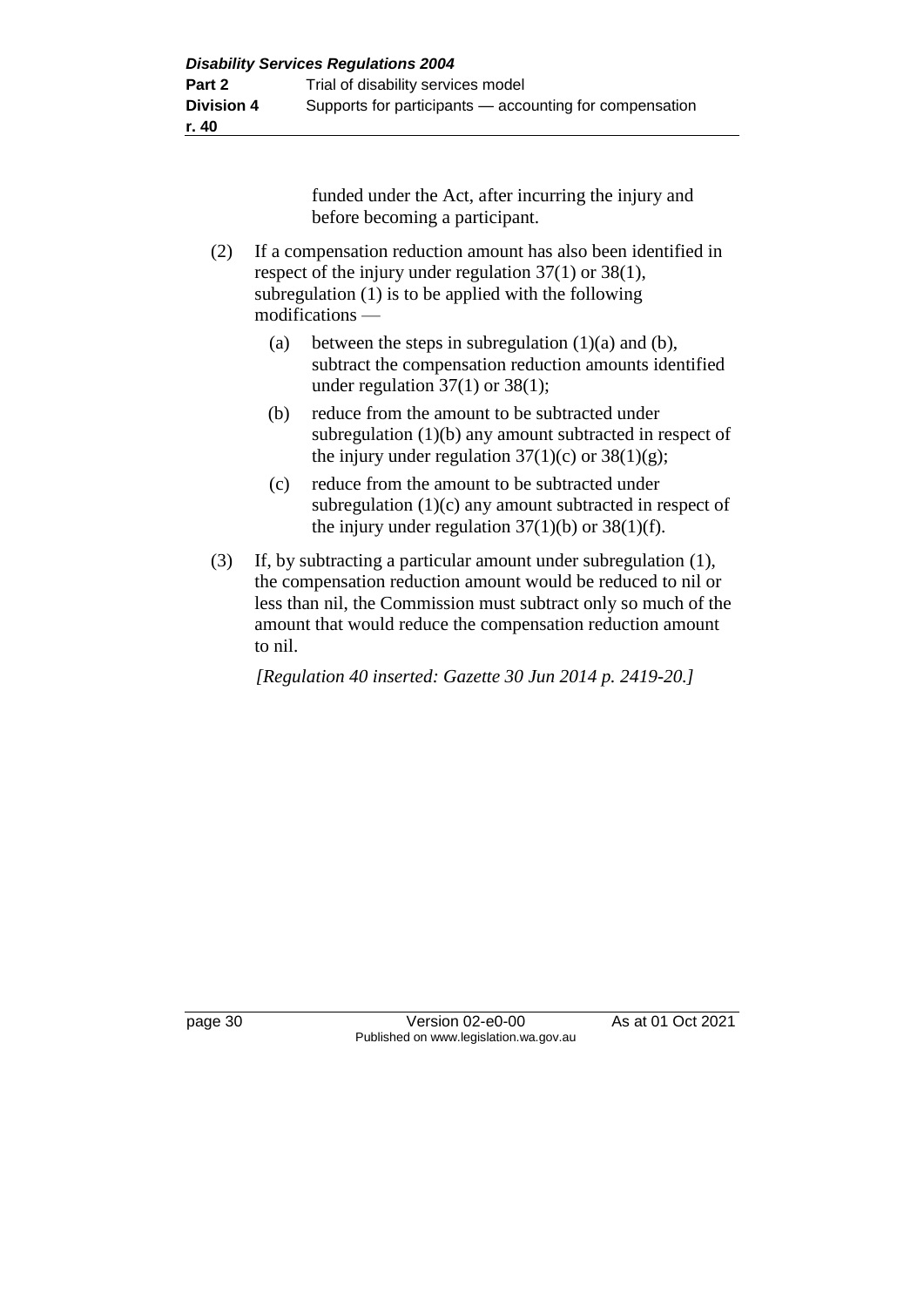funded under the Act, after incurring the injury and before becoming a participant.

(2) If a compensation reduction amount has also been identified in respect of the injury under regulation 37(1) or 38(1), subregulation (1) is to be applied with the following modifications —

(a) between the steps in subregulation (1)(a) and (b), subtract the compensation reduction amounts identified under regulation 37(1) or 38(1);

(b) reduce from the amount to be subtracted under subregulation (1)(b) any amount subtracted in respect of the injury under regulation 37(1)(c) or 38(1)(g);

(c) reduce from the amount to be subtracted under subregulation (1)(c) any amount subtracted in respect of the injury under regulation 37(1)(b) or 38(1)(f).

(3) If, by subtracting a particular amount under subregulation (1), the compensation reduction amount would be reduced to nil or less than nil, the Commission must subtract only so much of the amount that would reduce the compensation reduction amount to nil.

*[Regulation 40 inserted: Gazette 30 Jun 2014 p. 2419-20.]*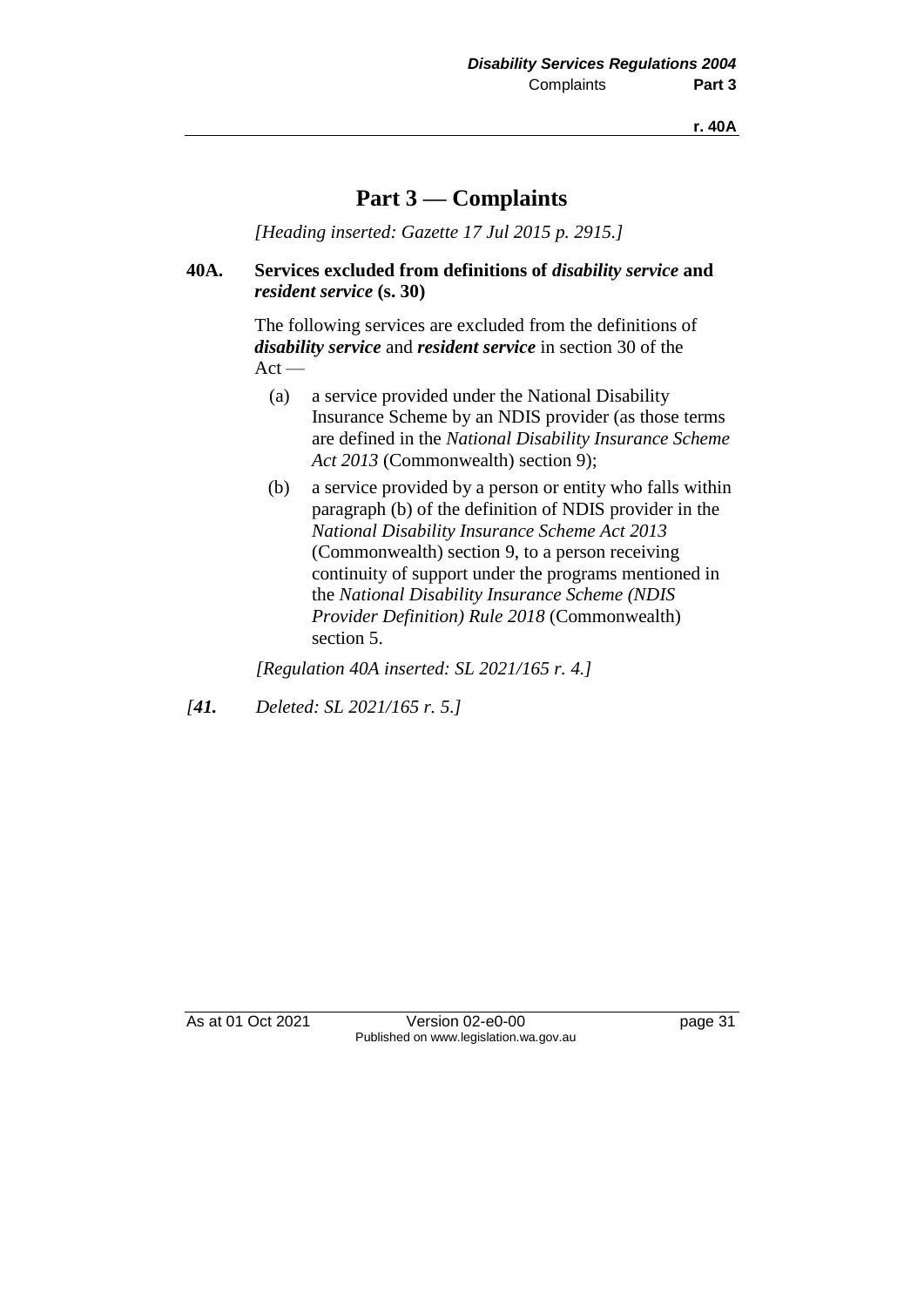# Part 3 — Complaints

*[Heading inserted: Gazette 17 Jul 2015 p. 2915.]*

**40A. Services excluded from definitions of *disability service* and *resident service* (s. 30)**

The following services are excluded from the definitions of ***disability service*** and ***resident service*** in section 30 of the Act —

(a) a service provided under the National Disability Insurance Scheme by an NDIS provider (as those terms are defined in the *National Disability Insurance Scheme Act 2013* (Commonwealth) section 9);

(b) a service provided by a person or entity who falls within paragraph (b) of the definition of NDIS provider in the *National Disability Insurance Scheme Act 2013* (Commonwealth) section 9, to a person receiving continuity of support under the programs mentioned in the *National Disability Insurance Scheme (NDIS Provider Definition) Rule 2018* (Commonwealth) section 5.

*[Regulation 40A inserted: SL 2021/165 r. 4.]*

*[**41.** Deleted: SL 2021/165 r. 5.]*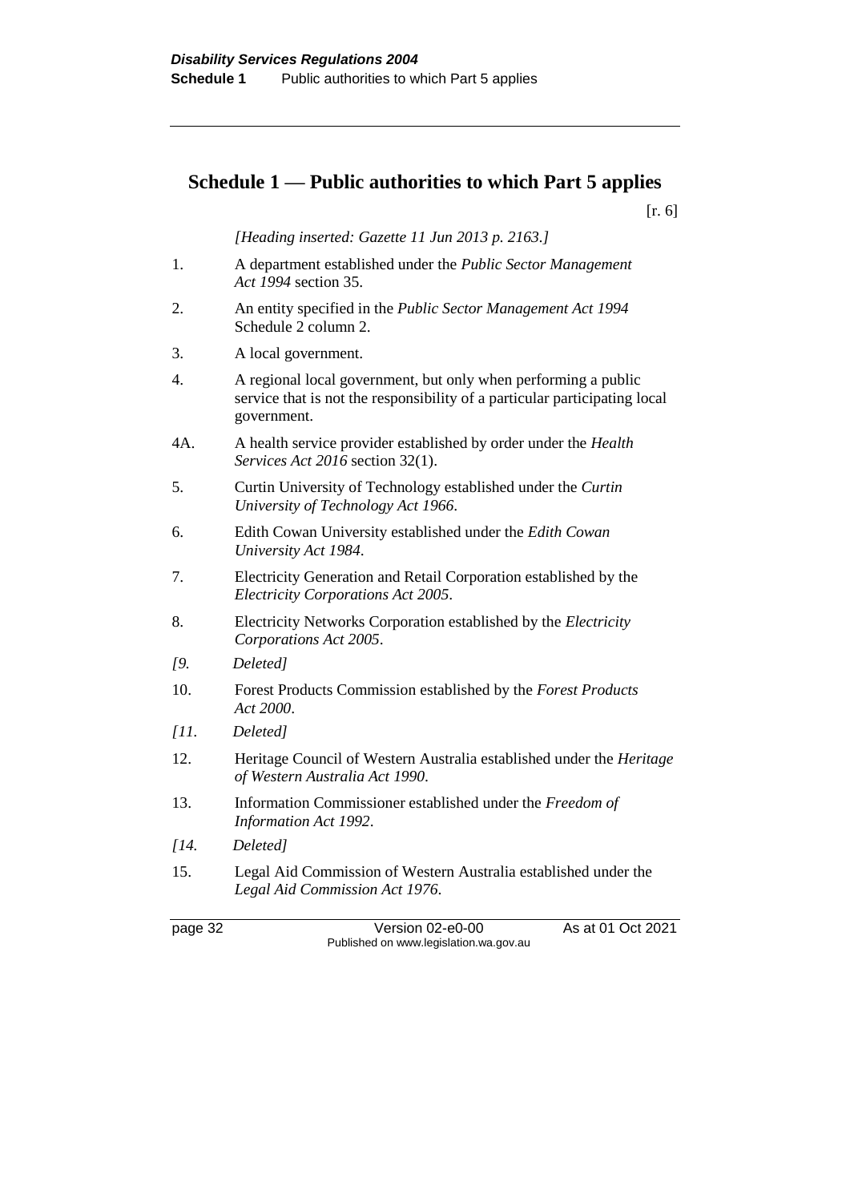## Schedule 1 — Public authorities to which Part 5 applies

[r. 6]

*[Heading inserted: Gazette 11 Jun 2013 p. 2163.]*

1. A department established under the *Public Sector Management Act 1994* section 35.

2. An entity specified in the *Public Sector Management Act 1994* Schedule 2 column 2.

3. A local government.

4. A regional local government, but only when performing a public service that is not the responsibility of a particular participating local government.

4A. A health service provider established by order under the *Health Services Act 2016* section 32(1).

5. Curtin University of Technology established under the *Curtin University of Technology Act 1966*.

6. Edith Cowan University established under the *Edith Cowan University Act 1984*.

7. Electricity Generation and Retail Corporation established by the *Electricity Corporations Act 2005*.

8. Electricity Networks Corporation established by the *Electricity Corporations Act 2005*.

*[9. Deleted]*

10. Forest Products Commission established by the *Forest Products Act 2000*.

*[11. Deleted]*

12. Heritage Council of Western Australia established under the *Heritage of Western Australia Act 1990*.

13. Information Commissioner established under the *Freedom of Information Act 1992*.

*[14. Deleted]*

15. Legal Aid Commission of Western Australia established under the *Legal Aid Commission Act 1976*.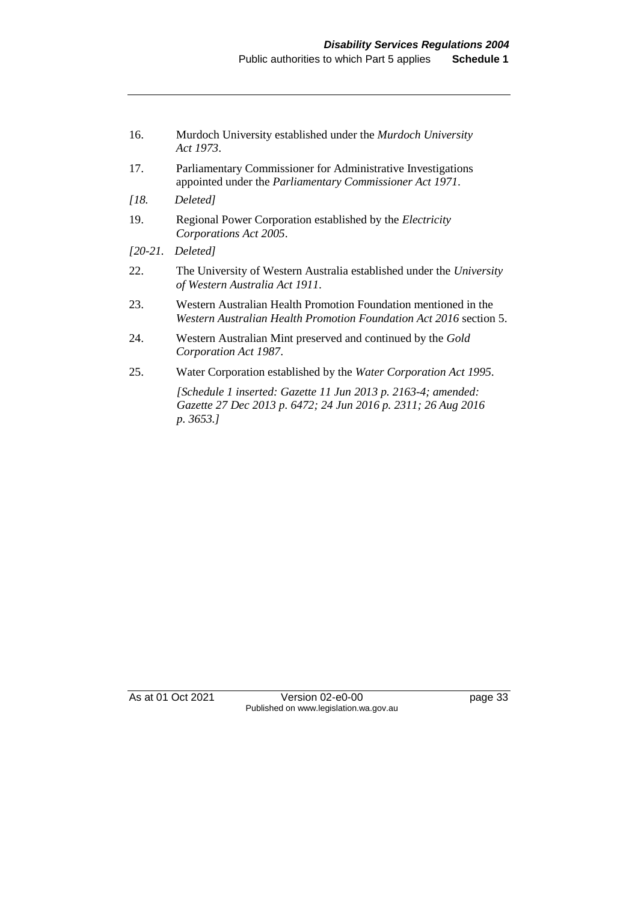16. Murdoch University established under the *Murdoch University Act 1973*.

17. Parliamentary Commissioner for Administrative Investigations appointed under the *Parliamentary Commissioner Act 1971*.

*[18. Deleted]*

19. Regional Power Corporation established by the *Electricity Corporations Act 2005*.

*[20-21. Deleted]*

22. The University of Western Australia established under the *University of Western Australia Act 1911*.

23. Western Australian Health Promotion Foundation mentioned in the *Western Australian Health Promotion Foundation Act 2016* section 5.

24. Western Australian Mint preserved and continued by the *Gold Corporation Act 1987*.

25. Water Corporation established by the *Water Corporation Act 1995*.

*[Schedule 1 inserted: Gazette 11 Jun 2013 p. 2163-4; amended: Gazette 27 Dec 2013 p. 6472; 24 Jun 2016 p. 2311; 26 Aug 2016 p. 3653.]*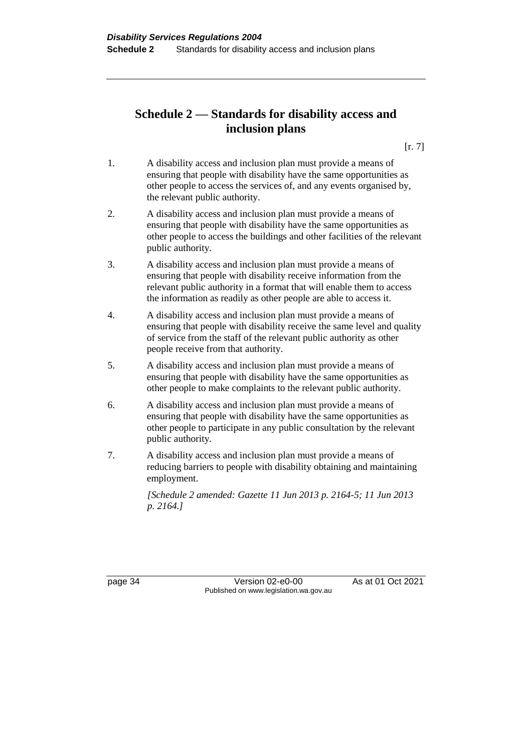## Schedule 2 — Standards for disability access and inclusion plans

[r. 7]

1. A disability access and inclusion plan must provide a means of ensuring that people with disability have the same opportunities as other people to access the services of, and any events organised by, the relevant public authority.

2. A disability access and inclusion plan must provide a means of ensuring that people with disability have the same opportunities as other people to access the buildings and other facilities of the relevant public authority.

3. A disability access and inclusion plan must provide a means of ensuring that people with disability receive information from the relevant public authority in a format that will enable them to access the information as readily as other people are able to access it.

4. A disability access and inclusion plan must provide a means of ensuring that people with disability receive the same level and quality of service from the staff of the relevant public authority as other people receive from that authority.

5. A disability access and inclusion plan must provide a means of ensuring that people with disability have the same opportunities as other people to make complaints to the relevant public authority.

6. A disability access and inclusion plan must provide a means of ensuring that people with disability have the same opportunities as other people to participate in any public consultation by the relevant public authority.

7. A disability access and inclusion plan must provide a means of reducing barriers to people with disability obtaining and maintaining employment.

*[Schedule 2 amended: Gazette 11 Jun 2013 p. 2164-5; 11 Jun 2013 p. 2164.]*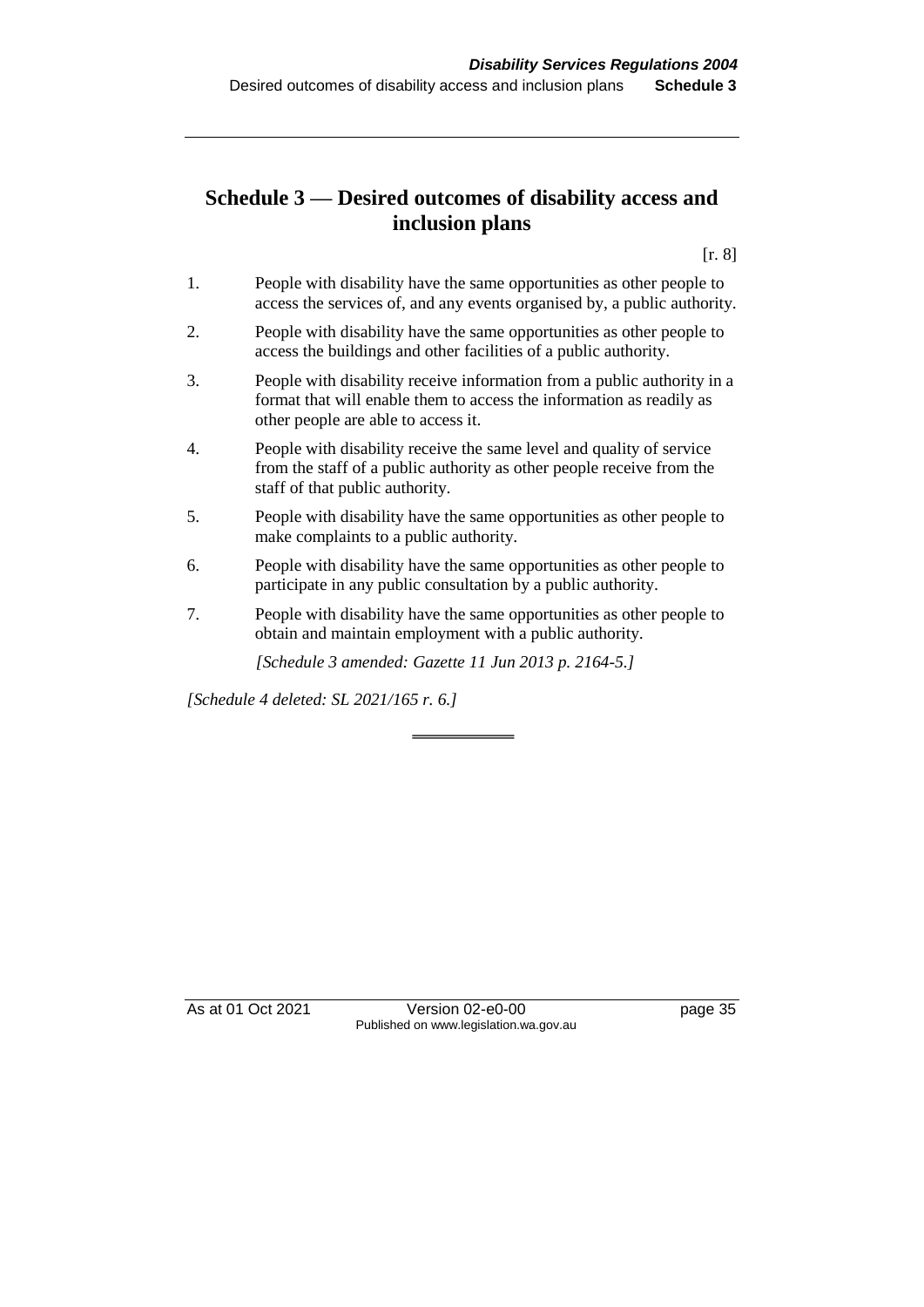## Schedule 3 — Desired outcomes of disability access and inclusion plans

[r. 8]

1. People with disability have the same opportunities as other people to access the services of, and any events organised by, a public authority.

2. People with disability have the same opportunities as other people to access the buildings and other facilities of a public authority.

3. People with disability receive information from a public authority in a format that will enable them to access the information as readily as other people are able to access it.

4. People with disability receive the same level and quality of service from the staff of a public authority as other people receive from the staff of that public authority.

5. People with disability have the same opportunities as other people to make complaints to a public authority.

6. People with disability have the same opportunities as other people to participate in any public consultation by a public authority.

7. People with disability have the same opportunities as other people to obtain and maintain employment with a public authority.

*[Schedule 3 amended: Gazette 11 Jun 2013 p. 2164-5.]*

*[Schedule 4 deleted: SL 2021/165 r. 6.]*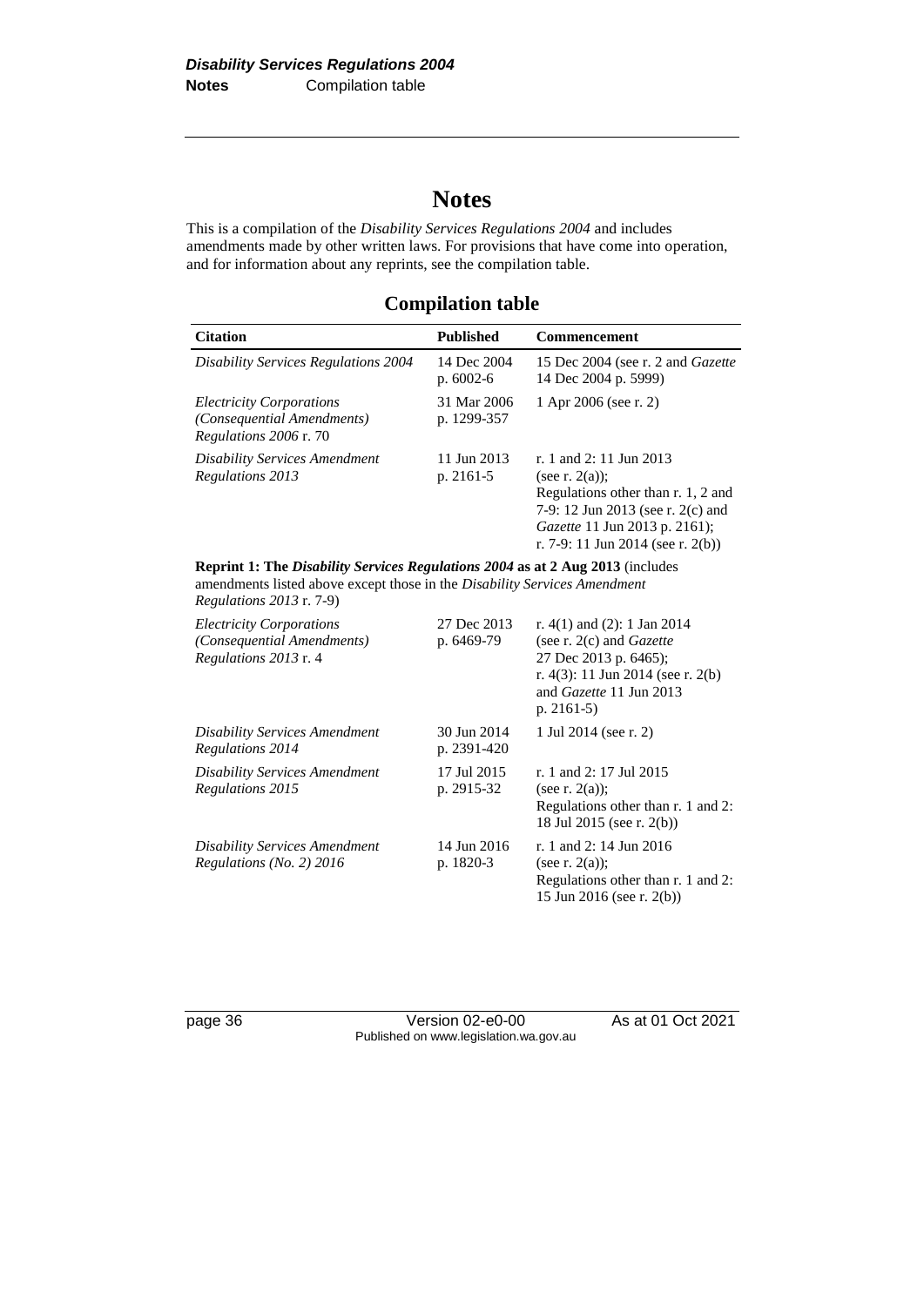# Notes

This is a compilation of the *Disability Services Regulations 2004* and includes amendments made by other written laws. For provisions that have come into operation, and for information about any reprints, see the compilation table.

## Compilation table

| Citation | Published | Commencement |
|---|---|---|
| *Disability Services Regulations 2004* | 14 Dec 2004 p. 6002-6 | 15 Dec 2004 (see r. 2 and *Gazette* 14 Dec 2004 p. 5999) |
| *Electricity Corporations (Consequential Amendments) Regulations 2006* r. 70 | 31 Mar 2006 p. 1299-357 | 1 Apr 2006 (see r. 2) |
| *Disability Services Amendment Regulations 2013* | 11 Jun 2013 p. 2161-5 | r. 1 and 2: 11 Jun 2013 (see r. 2(a)); Regulations other than r. 1, 2 and 7-9: 12 Jun 2013 (see r. 2(c) and *Gazette* 11 Jun 2013 p. 2161); r. 7-9: 11 Jun 2014 (see r. 2(b)) |
| **Reprint 1: The *Disability Services Regulations 2004* as at 2 Aug 2013** (includes amendments listed above except those in the *Disability Services Amendment Regulations 2013* r. 7-9) | | |
| *Electricity Corporations (Consequential Amendments) Regulations 2013* r. 4 | 27 Dec 2013 p. 6469-79 | r. 4(1) and (2): 1 Jan 2014 (see r. 2(c) and *Gazette* 27 Dec 2013 p. 6465); r. 4(3): 11 Jun 2014 (see r. 2(b) and *Gazette* 11 Jun 2013 p. 2161-5) |
| *Disability Services Amendment Regulations 2014* | 30 Jun 2014 p. 2391-420 | 1 Jul 2014 (see r. 2) |
| *Disability Services Amendment Regulations 2015* | 17 Jul 2015 p. 2915-32 | r. 1 and 2: 17 Jul 2015 (see r. 2(a)); Regulations other than r. 1 and 2: 18 Jul 2015 (see r. 2(b)) |
| *Disability Services Amendment Regulations (No. 2) 2016* | 14 Jun 2016 p. 1820-3 | r. 1 and 2: 14 Jun 2016 (see r. 2(a)); Regulations other than r. 1 and 2: 15 Jun 2016 (see r. 2(b)) |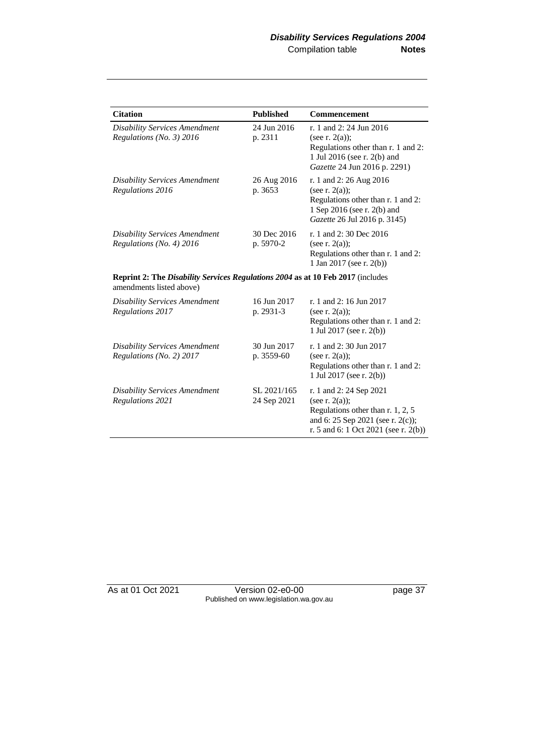| Citation | Published | Commencement |
|---|---|---|
| *Disability Services Amendment Regulations (No. 3) 2016* | 24 Jun 2016 p. 2311 | r. 1 and 2: 24 Jun 2016 (see r. 2(a)); Regulations other than r. 1 and 2: 1 Jul 2016 (see r. 2(b) and *Gazette* 24 Jun 2016 p. 2291) |
| *Disability Services Amendment Regulations 2016* | 26 Aug 2016 p. 3653 | r. 1 and 2: 26 Aug 2016 (see r. 2(a)); Regulations other than r. 1 and 2: 1 Sep 2016 (see r. 2(b) and *Gazette* 26 Jul 2016 p. 3145) |
| *Disability Services Amendment Regulations (No. 4) 2016* | 30 Dec 2016 p. 5970-2 | r. 1 and 2: 30 Dec 2016 (see r. 2(a)); Regulations other than r. 1 and 2: 1 Jan 2017 (see r. 2(b)) |
| **Reprint 2: The *Disability Services Regulations 2004* as at 10 Feb 2017** (includes amendments listed above) | | |
| *Disability Services Amendment Regulations 2017* | 16 Jun 2017 p. 2931-3 | r. 1 and 2: 16 Jun 2017 (see r. 2(a)); Regulations other than r. 1 and 2: 1 Jul 2017 (see r. 2(b)) |
| *Disability Services Amendment Regulations (No. 2) 2017* | 30 Jun 2017 p. 3559-60 | r. 1 and 2: 30 Jun 2017 (see r. 2(a)); Regulations other than r. 1 and 2: 1 Jul 2017 (see r. 2(b)) |
| *Disability Services Amendment Regulations 2021* | SL 2021/165 24 Sep 2021 | r. 1 and 2: 24 Sep 2021 (see r. 2(a)); Regulations other than r. 1, 2, 5 and 6: 25 Sep 2021 (see r. 2(c)); r. 5 and 6: 1 Oct 2021 (see r. 2(b)) |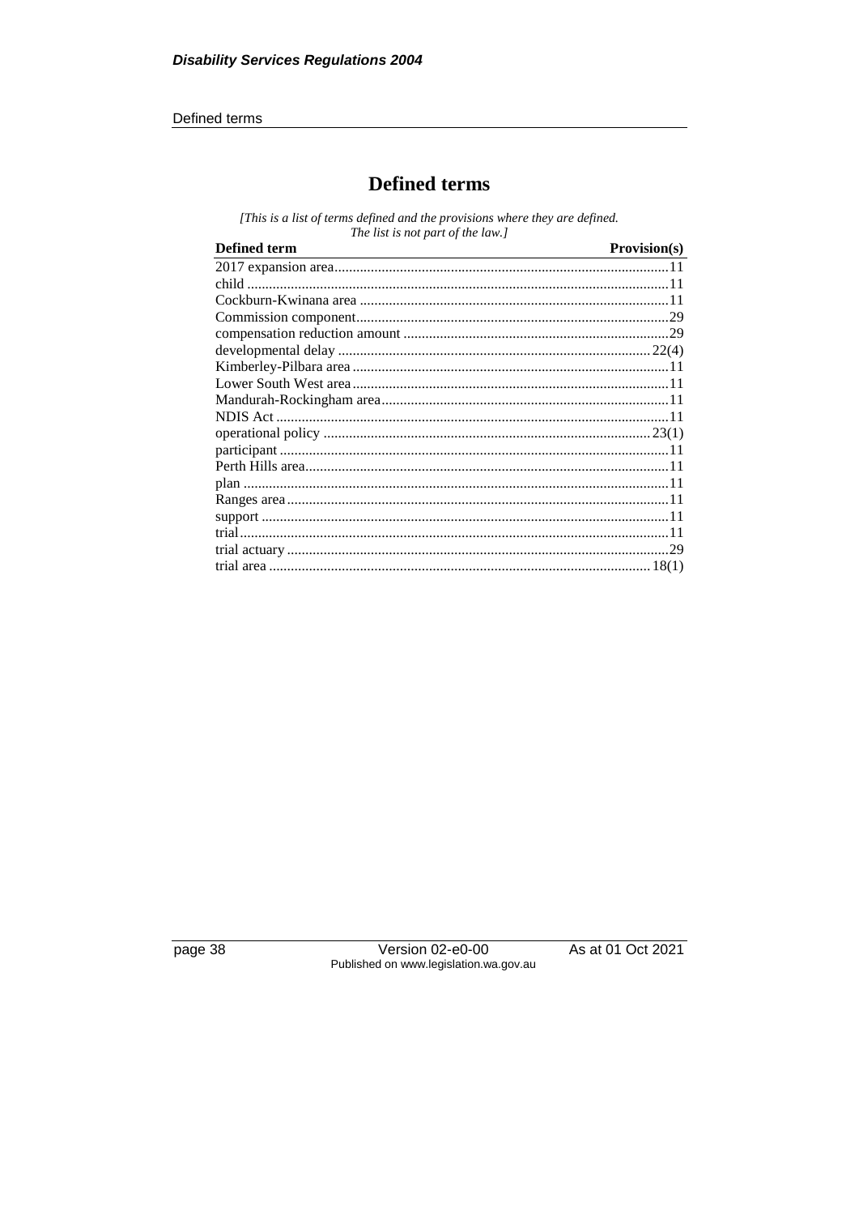# Defined terms

*[This is a list of terms defined and the provisions where they are defined. The list is not part of the law.]*

| Defined term | Provision(s) |
|---|---|
| 2017 expansion area | 11 |
| child | 11 |
| Cockburn-Kwinana area | 11 |
| Commission component | 29 |
| compensation reduction amount | 29 |
| developmental delay | 22(4) |
| Kimberley-Pilbara area | 11 |
| Lower South West area | 11 |
| Mandurah-Rockingham area | 11 |
| NDIS Act | 11 |
| operational policy | 23(1) |
| participant | 11 |
| Perth Hills area | 11 |
| plan | 11 |
| Ranges area | 11 |
| support | 11 |
| trial | 11 |
| trial actuary | 29 |
| trial area | 18(1) |